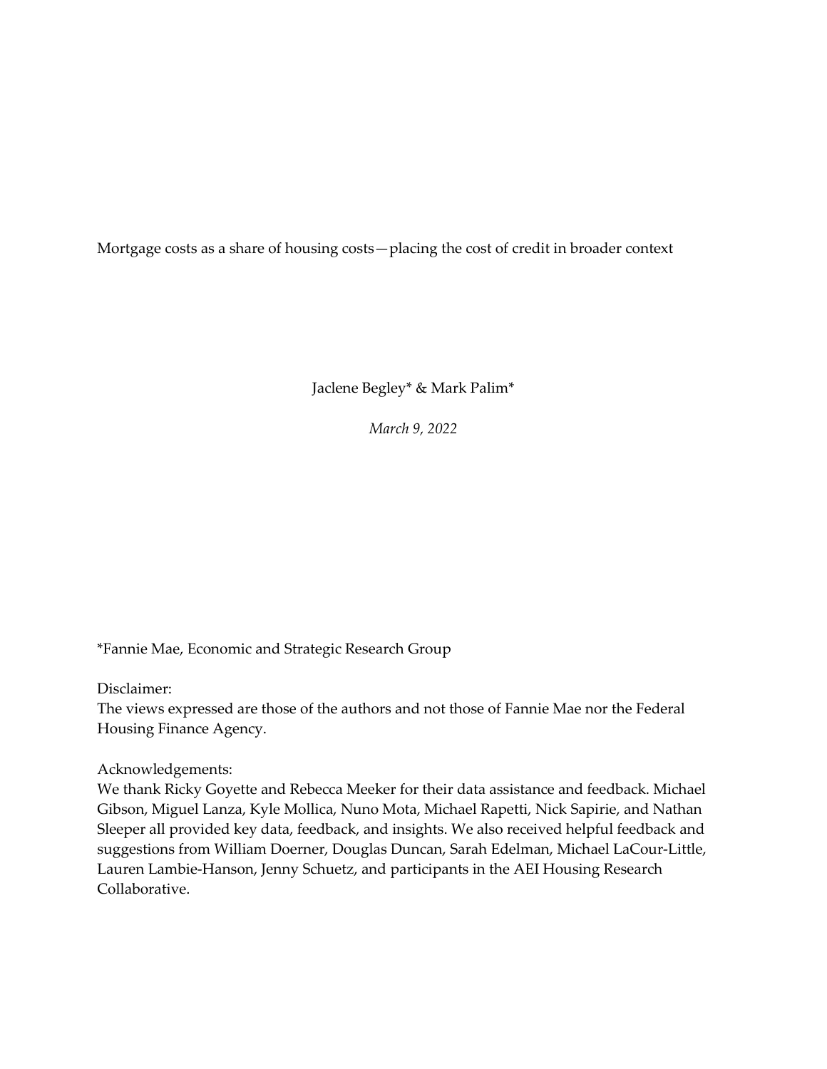# Mortgage costs as a share of housing costs—placing the cost of credit in broader context

Jaclene Begley* & Mark Palim*

*March 9, 2022*

*Fannie Mae, Economic and Strategic Research Group

Disclaimer:
The views expressed are those of the authors and not those of Fannie Mae nor the Federal Housing Finance Agency.

Acknowledgements:
We thank Ricky Goyette and Rebecca Meeker for their data assistance and feedback. Michael Gibson, Miguel Lanza, Kyle Mollica, Nuno Mota, Michael Rapetti, Nick Sapirie, and Nathan Sleeper all provided key data, feedback, and insights. We also received helpful feedback and suggestions from William Doerner, Douglas Duncan, Sarah Edelman, Michael LaCour-Little, Lauren Lambie-Hanson, Jenny Schuetz, and participants in the AEI Housing Research Collaborative.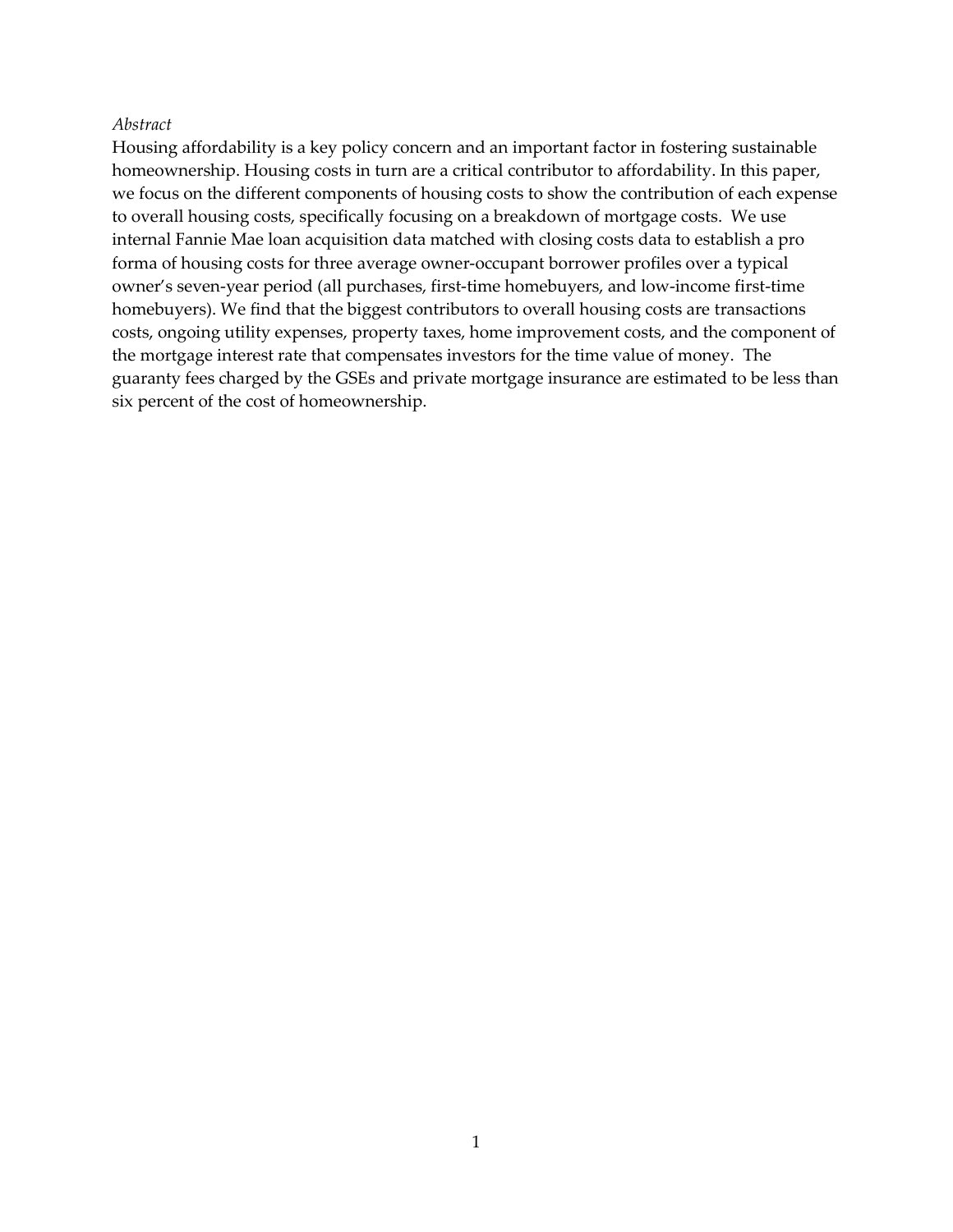*Abstract*

Housing affordability is a key policy concern and an important factor in fostering sustainable homeownership. Housing costs in turn are a critical contributor to affordability. In this paper, we focus on the different components of housing costs to show the contribution of each expense to overall housing costs, specifically focusing on a breakdown of mortgage costs. We use internal Fannie Mae loan acquisition data matched with closing costs data to establish a pro forma of housing costs for three average owner-occupant borrower profiles over a typical owner's seven-year period (all purchases, first-time homebuyers, and low-income first-time homebuyers). We find that the biggest contributors to overall housing costs are transactions costs, ongoing utility expenses, property taxes, home improvement costs, and the component of the mortgage interest rate that compensates investors for the time value of money. The guaranty fees charged by the GSEs and private mortgage insurance are estimated to be less than six percent of the cost of homeownership.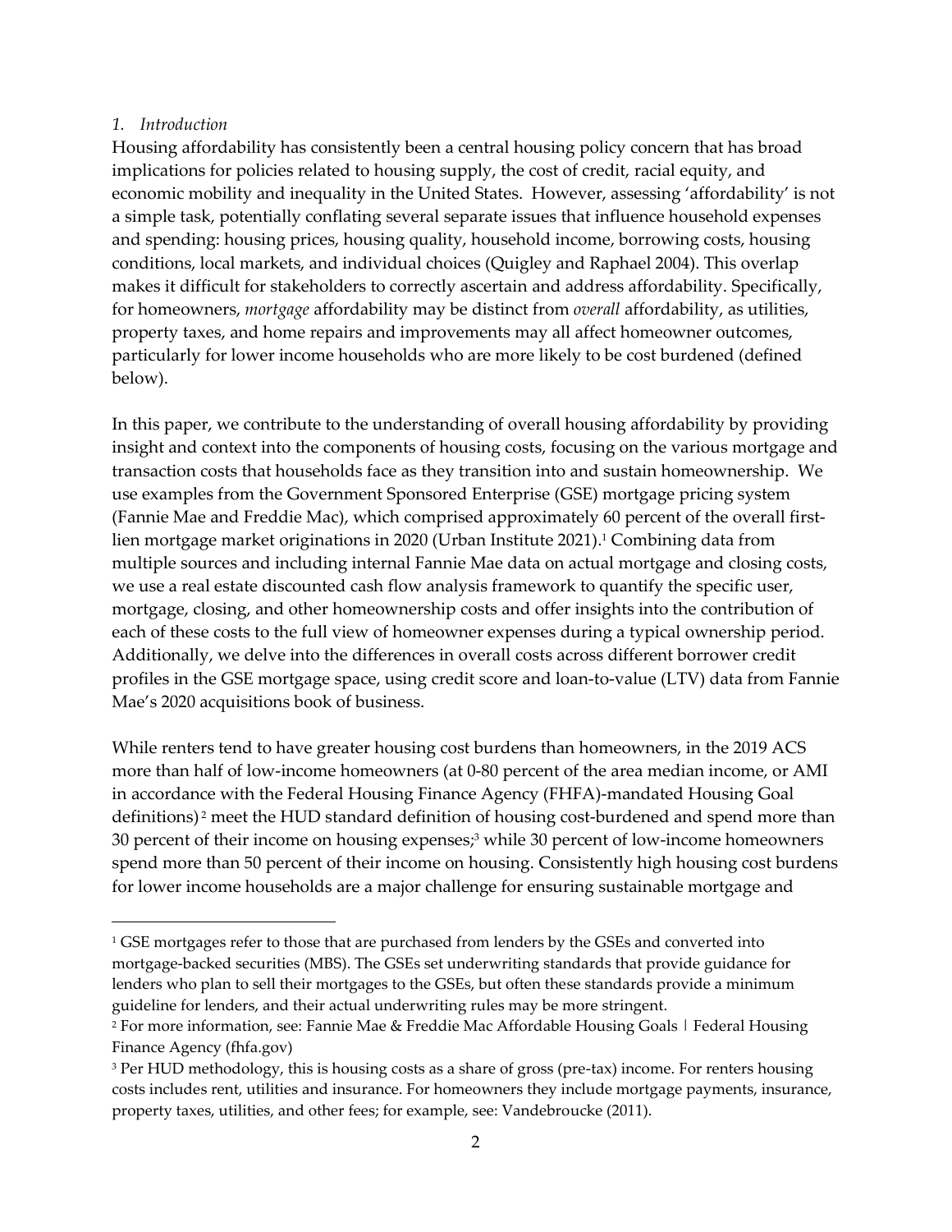## *1. Introduction*

Housing affordability has consistently been a central housing policy concern that has broad implications for policies related to housing supply, the cost of credit, racial equity, and economic mobility and inequality in the United States. However, assessing 'affordability' is not a simple task, potentially conflating several separate issues that influence household expenses and spending: housing prices, housing quality, household income, borrowing costs, housing conditions, local markets, and individual choices (Quigley and Raphael 2004). This overlap makes it difficult for stakeholders to correctly ascertain and address affordability. Specifically, for homeowners, *mortgage* affordability may be distinct from *overall* affordability, as utilities, property taxes, and home repairs and improvements may all affect homeowner outcomes, particularly for lower income households who are more likely to be cost burdened (defined below).

In this paper, we contribute to the understanding of overall housing affordability by providing insight and context into the components of housing costs, focusing on the various mortgage and transaction costs that households face as they transition into and sustain homeownership. We use examples from the Government Sponsored Enterprise (GSE) mortgage pricing system (Fannie Mae and Freddie Mac), which comprised approximately 60 percent of the overall first-lien mortgage market originations in 2020 (Urban Institute 2021).[1] Combining data from multiple sources and including internal Fannie Mae data on actual mortgage and closing costs, we use a real estate discounted cash flow analysis framework to quantify the specific user, mortgage, closing, and other homeownership costs and offer insights into the contribution of each of these costs to the full view of homeowner expenses during a typical ownership period. Additionally, we delve into the differences in overall costs across different borrower credit profiles in the GSE mortgage space, using credit score and loan-to-value (LTV) data from Fannie Mae's 2020 acquisitions book of business.

While renters tend to have greater housing cost burdens than homeowners, in the 2019 ACS more than half of low-income homeowners (at 0-80 percent of the area median income, or AMI in accordance with the Federal Housing Finance Agency (FHFA)-mandated Housing Goal definitions)[2] meet the HUD standard definition of housing cost-burdened and spend more than 30 percent of their income on housing expenses;[3] while 30 percent of low-income homeowners spend more than 50 percent of their income on housing. Consistently high housing cost burdens for lower income households are a major challenge for ensuring sustainable mortgage and

---

[1] GSE mortgages refer to those that are purchased from lenders by the GSEs and converted into mortgage-backed securities (MBS). The GSEs set underwriting standards that provide guidance for lenders who plan to sell their mortgages to the GSEs, but often these standards provide a minimum guideline for lenders, and their actual underwriting rules may be more stringent.

[2] For more information, see: Fannie Mae & Freddie Mac Affordable Housing Goals | Federal Housing Finance Agency (fhfa.gov)

[3] Per HUD methodology, this is housing costs as a share of gross (pre-tax) income. For renters housing costs includes rent, utilities and insurance. For homeowners they include mortgage payments, insurance, property taxes, utilities, and other fees; for example, see: Vandebroucke (2011).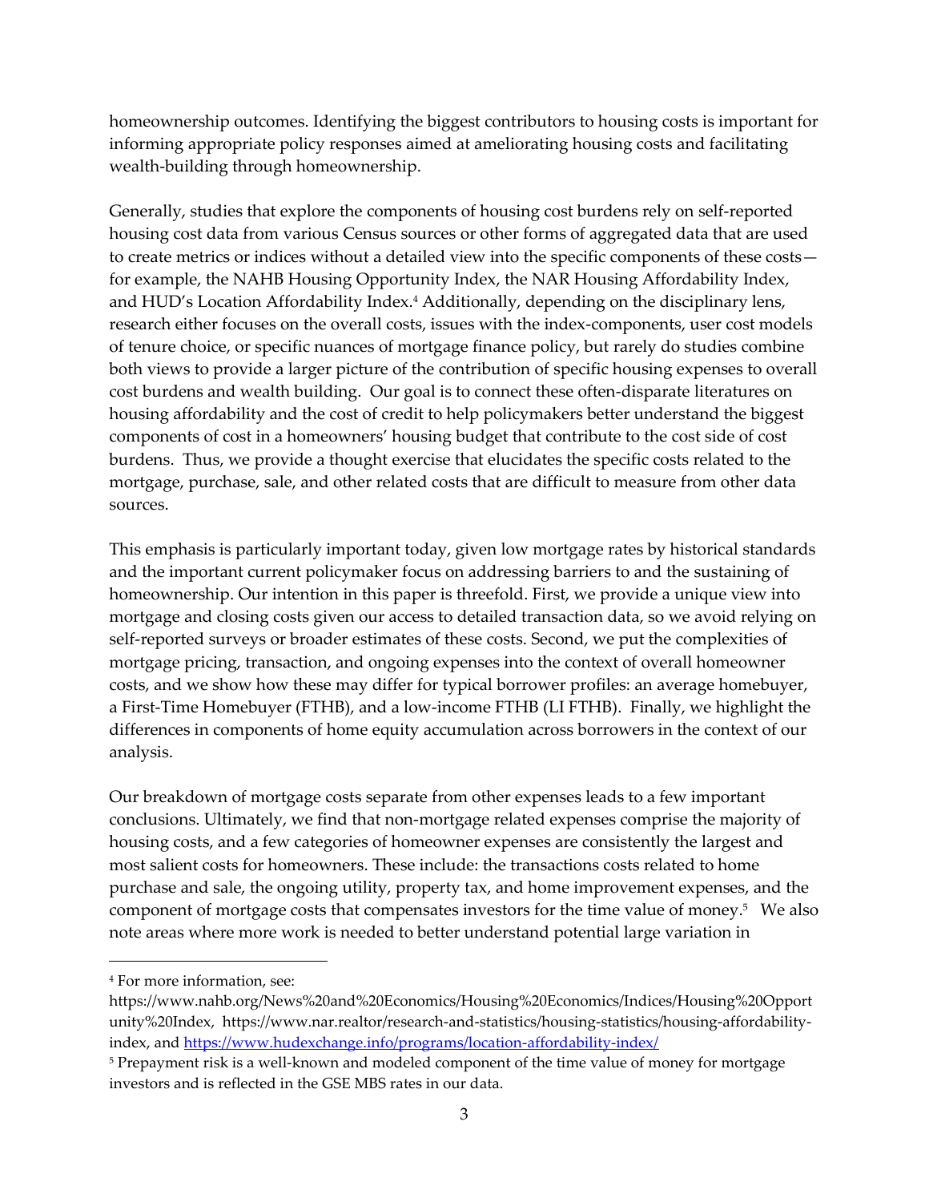homeownership outcomes. Identifying the biggest contributors to housing costs is important for informing appropriate policy responses aimed at ameliorating housing costs and facilitating wealth-building through homeownership.

Generally, studies that explore the components of housing cost burdens rely on self-reported housing cost data from various Census sources or other forms of aggregated data that are used to create metrics or indices without a detailed view into the specific components of these costs—for example, the NAHB Housing Opportunity Index, the NAR Housing Affordability Index, and HUD's Location Affordability Index.[4] Additionally, depending on the disciplinary lens, research either focuses on the overall costs, issues with the index-components, user cost models of tenure choice, or specific nuances of mortgage finance policy, but rarely do studies combine both views to provide a larger picture of the contribution of specific housing expenses to overall cost burdens and wealth building. Our goal is to connect these often-disparate literatures on housing affordability and the cost of credit to help policymakers better understand the biggest components of cost in a homeowners' housing budget that contribute to the cost side of cost burdens. Thus, we provide a thought exercise that elucidates the specific costs related to the mortgage, purchase, sale, and other related costs that are difficult to measure from other data sources.

This emphasis is particularly important today, given low mortgage rates by historical standards and the important current policymaker focus on addressing barriers to and the sustaining of homeownership. Our intention in this paper is threefold. First, we provide a unique view into mortgage and closing costs given our access to detailed transaction data, so we avoid relying on self-reported surveys or broader estimates of these costs. Second, we put the complexities of mortgage pricing, transaction, and ongoing expenses into the context of overall homeowner costs, and we show how these may differ for typical borrower profiles: an average homebuyer, a First-Time Homebuyer (FTHB), and a low-income FTHB (LI FTHB). Finally, we highlight the differences in components of home equity accumulation across borrowers in the context of our analysis.

Our breakdown of mortgage costs separate from other expenses leads to a few important conclusions. Ultimately, we find that non-mortgage related expenses comprise the majority of housing costs, and a few categories of homeowner expenses are consistently the largest and most salient costs for homeowners. These include: the transactions costs related to home purchase and sale, the ongoing utility, property tax, and home improvement expenses, and the component of mortgage costs that compensates investors for the time value of money.[5] We also note areas where more work is needed to better understand potential large variation in

---

[4] For more information, see: https://www.nahb.org/News%20and%20Economics/Housing%20Economics/Indices/Housing%20Opportunity%20Index, https://www.nar.realtor/research-and-statistics/housing-statistics/housing-affordability-index, and https://www.hudexchange.info/programs/location-affordability-index/

[5] Prepayment risk is a well-known and modeled component of the time value of money for mortgage investors and is reflected in the GSE MBS rates in our data.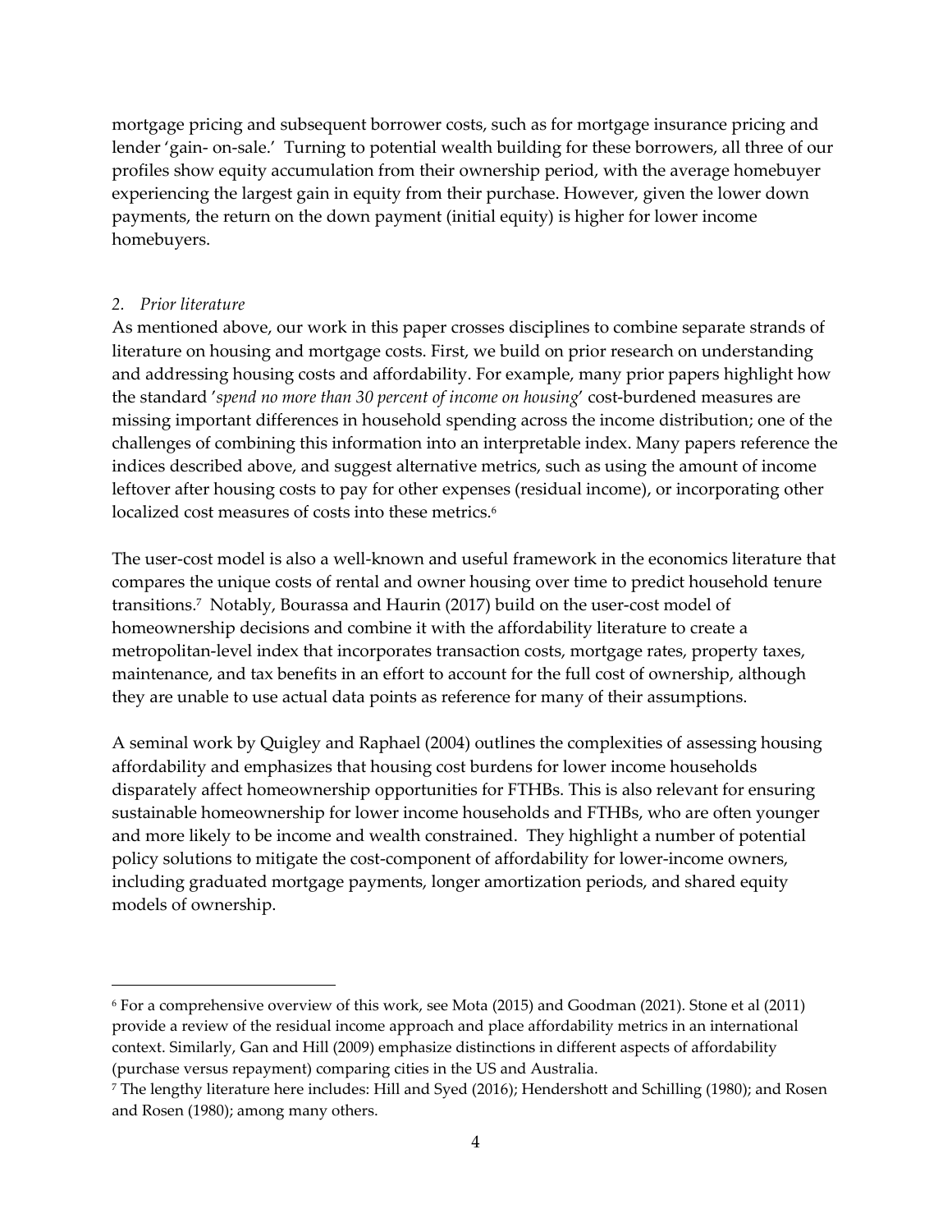mortgage pricing and subsequent borrower costs, such as for mortgage insurance pricing and lender 'gain- on-sale.' Turning to potential wealth building for these borrowers, all three of our profiles show equity accumulation from their ownership period, with the average homebuyer experiencing the largest gain in equity from their purchase. However, given the lower down payments, the return on the down payment (initial equity) is higher for lower income homebuyers.

## 2. *Prior literature*

As mentioned above, our work in this paper crosses disciplines to combine separate strands of literature on housing and mortgage costs. First, we build on prior research on understanding and addressing housing costs and affordability. For example, many prior papers highlight how the standard '*spend no more than 30 percent of income on housing*' cost-burdened measures are missing important differences in household spending across the income distribution; one of the challenges of combining this information into an interpretable index. Many papers reference the indices described above, and suggest alternative metrics, such as using the amount of income leftover after housing costs to pay for other expenses (residual income), or incorporating other localized cost measures of costs into these metrics.[6]

The user-cost model is also a well-known and useful framework in the economics literature that compares the unique costs of rental and owner housing over time to predict household tenure transitions.[7] Notably, Bourassa and Haurin (2017) build on the user-cost model of homeownership decisions and combine it with the affordability literature to create a metropolitan-level index that incorporates transaction costs, mortgage rates, property taxes, maintenance, and tax benefits in an effort to account for the full cost of ownership, although they are unable to use actual data points as reference for many of their assumptions.

A seminal work by Quigley and Raphael (2004) outlines the complexities of assessing housing affordability and emphasizes that housing cost burdens for lower income households disparately affect homeownership opportunities for FTHBs. This is also relevant for ensuring sustainable homeownership for lower income households and FTHBs, who are often younger and more likely to be income and wealth constrained. They highlight a number of potential policy solutions to mitigate the cost-component of affordability for lower-income owners, including graduated mortgage payments, longer amortization periods, and shared equity models of ownership.

---

[6] For a comprehensive overview of this work, see Mota (2015) and Goodman (2021). Stone et al (2011) provide a review of the residual income approach and place affordability metrics in an international context. Similarly, Gan and Hill (2009) emphasize distinctions in different aspects of affordability (purchase versus repayment) comparing cities in the US and Australia.

[7] The lengthy literature here includes: Hill and Syed (2016); Hendershott and Schilling (1980); and Rosen and Rosen (1980); among many others.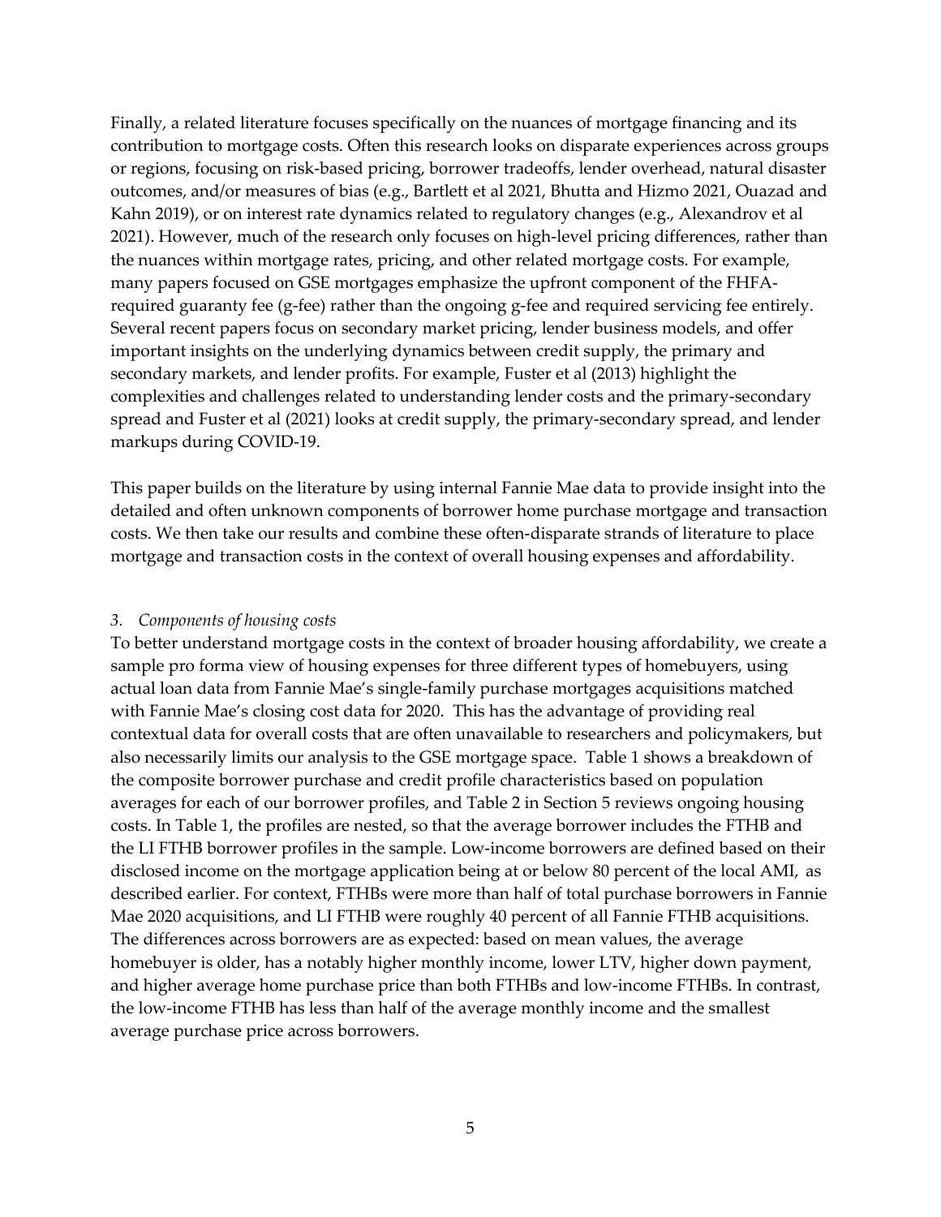Finally, a related literature focuses specifically on the nuances of mortgage financing and its contribution to mortgage costs. Often this research looks on disparate experiences across groups or regions, focusing on risk-based pricing, borrower tradeoffs, lender overhead, natural disaster outcomes, and/or measures of bias (e.g., Bartlett et al 2021, Bhutta and Hizmo 2021, Ouazad and Kahn 2019), or on interest rate dynamics related to regulatory changes (e.g., Alexandrov et al 2021). However, much of the research only focuses on high-level pricing differences, rather than the nuances within mortgage rates, pricing, and other related mortgage costs. For example, many papers focused on GSE mortgages emphasize the upfront component of the FHFA-required guaranty fee (g-fee) rather than the ongoing g-fee and required servicing fee entirely. Several recent papers focus on secondary market pricing, lender business models, and offer important insights on the underlying dynamics between credit supply, the primary and secondary markets, and lender profits. For example, Fuster et al (2013) highlight the complexities and challenges related to understanding lender costs and the primary-secondary spread and Fuster et al (2021) looks at credit supply, the primary-secondary spread, and lender markups during COVID-19.

This paper builds on the literature by using internal Fannie Mae data to provide insight into the detailed and often unknown components of borrower home purchase mortgage and transaction costs. We then take our results and combine these often-disparate strands of literature to place mortgage and transaction costs in the context of overall housing expenses and affordability.

### *3. Components of housing costs*

To better understand mortgage costs in the context of broader housing affordability, we create a sample pro forma view of housing expenses for three different types of homebuyers, using actual loan data from Fannie Mae's single-family purchase mortgages acquisitions matched with Fannie Mae's closing cost data for 2020. This has the advantage of providing real contextual data for overall costs that are often unavailable to researchers and policymakers, but also necessarily limits our analysis to the GSE mortgage space. Table 1 shows a breakdown of the composite borrower purchase and credit profile characteristics based on population averages for each of our borrower profiles, and Table 2 in Section 5 reviews ongoing housing costs. In Table 1, the profiles are nested, so that the average borrower includes the FTHB and the LI FTHB borrower profiles in the sample. Low-income borrowers are defined based on their disclosed income on the mortgage application being at or below 80 percent of the local AMI, as described earlier. For context, FTHBs were more than half of total purchase borrowers in Fannie Mae 2020 acquisitions, and LI FTHB were roughly 40 percent of all Fannie FTHB acquisitions. The differences across borrowers are as expected: based on mean values, the average homebuyer is older, has a notably higher monthly income, lower LTV, higher down payment, and higher average home purchase price than both FTHBs and low-income FTHBs. In contrast, the low-income FTHB has less than half of the average monthly income and the smallest average purchase price across borrowers.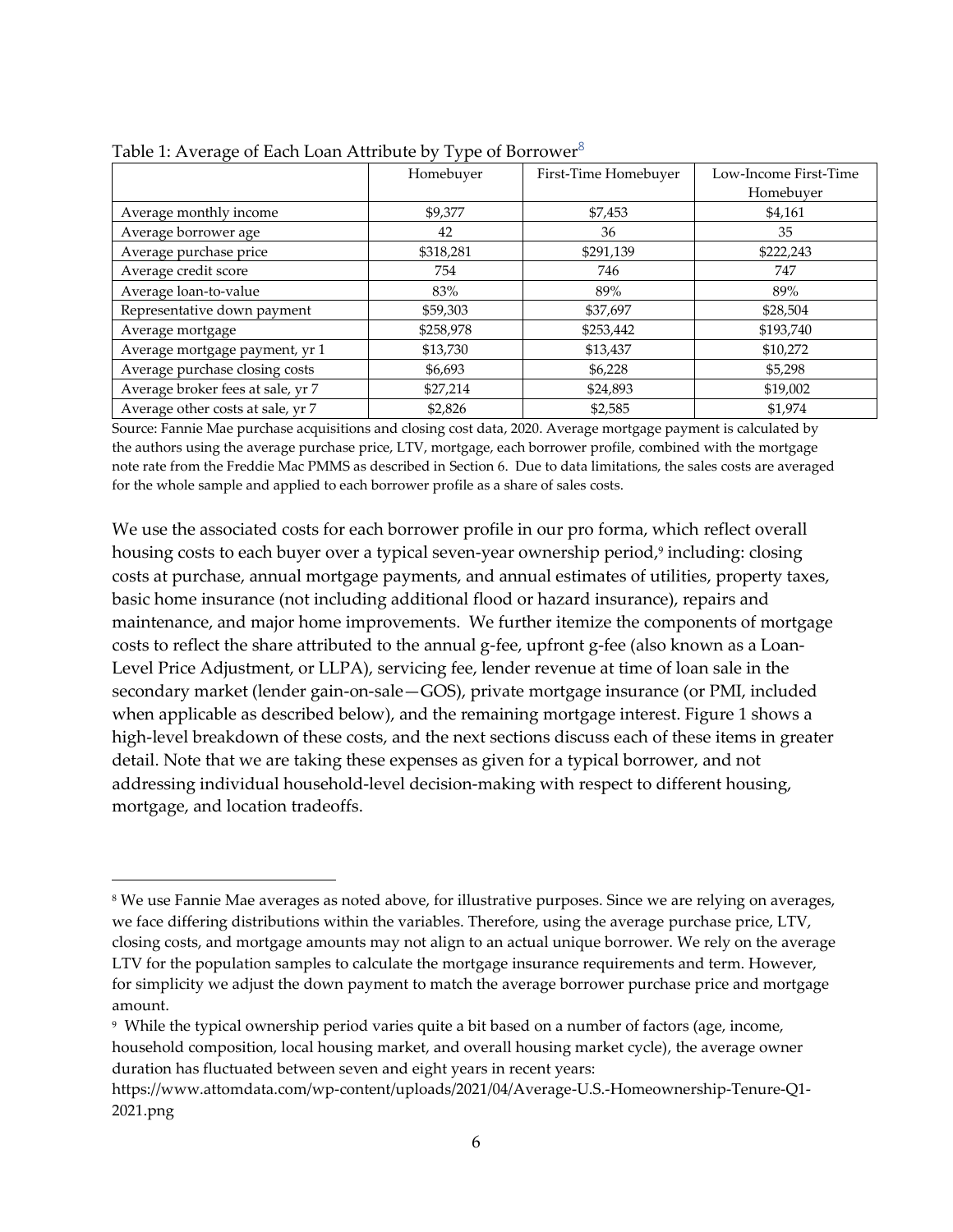Table 1: Average of Each Loan Attribute by Type of Borrower[8]

| | Homebuyer | First-Time Homebuyer | Low-Income First-Time Homebuyer |
|---|---|---|---|
| Average monthly income | $9,377 | $7,453 | $4,161 |
| Average borrower age | 42 | 36 | 35 |
| Average purchase price | $318,281 | $291,139 | $222,243 |
| Average credit score | 754 | 746 | 747 |
| Average loan-to-value | 83% | 89% | 89% |
| Representative down payment | $59,303 | $37,697 | $28,504 |
| Average mortgage | $258,978 | $253,442 | $193,740 |
| Average mortgage payment, yr 1 | $13,730 | $13,437 | $10,272 |
| Average purchase closing costs | $6,693 | $6,228 | $5,298 |
| Average broker fees at sale, yr 7 | $27,214 | $24,893 | $19,002 |
| Average other costs at sale, yr 7 | $2,826 | $2,585 | $1,974 |

Source: Fannie Mae purchase acquisitions and closing cost data, 2020. Average mortgage payment is calculated by the authors using the average purchase price, LTV, mortgage, each borrower profile, combined with the mortgage note rate from the Freddie Mac PMMS as described in Section 6. Due to data limitations, the sales costs are averaged for the whole sample and applied to each borrower profile as a share of sales costs.

We use the associated costs for each borrower profile in our pro forma, which reflect overall housing costs to each buyer over a typical seven-year ownership period,[9] including: closing costs at purchase, annual mortgage payments, and annual estimates of utilities, property taxes, basic home insurance (not including additional flood or hazard insurance), repairs and maintenance, and major home improvements. We further itemize the components of mortgage costs to reflect the share attributed to the annual g-fee, upfront g-fee (also known as a Loan-Level Price Adjustment, or LLPA), servicing fee, lender revenue at time of loan sale in the secondary market (lender gain-on-sale—GOS), private mortgage insurance (or PMI, included when applicable as described below), and the remaining mortgage interest. Figure 1 shows a high-level breakdown of these costs, and the next sections discuss each of these items in greater detail. Note that we are taking these expenses as given for a typical borrower, and not addressing individual household-level decision-making with respect to different housing, mortgage, and location tradeoffs.

---

[8] We use Fannie Mae averages as noted above, for illustrative purposes. Since we are relying on averages, we face differing distributions within the variables. Therefore, using the average purchase price, LTV, closing costs, and mortgage amounts may not align to an actual unique borrower. We rely on the average LTV for the population samples to calculate the mortgage insurance requirements and term. However, for simplicity we adjust the down payment to match the average borrower purchase price and mortgage amount.

[9] While the typical ownership period varies quite a bit based on a number of factors (age, income, household composition, local housing market, and overall housing market cycle), the average owner duration has fluctuated between seven and eight years in recent years: https://www.attomdata.com/wp-content/uploads/2021/04/Average-U.S.-Homeownership-Tenure-Q1-2021.png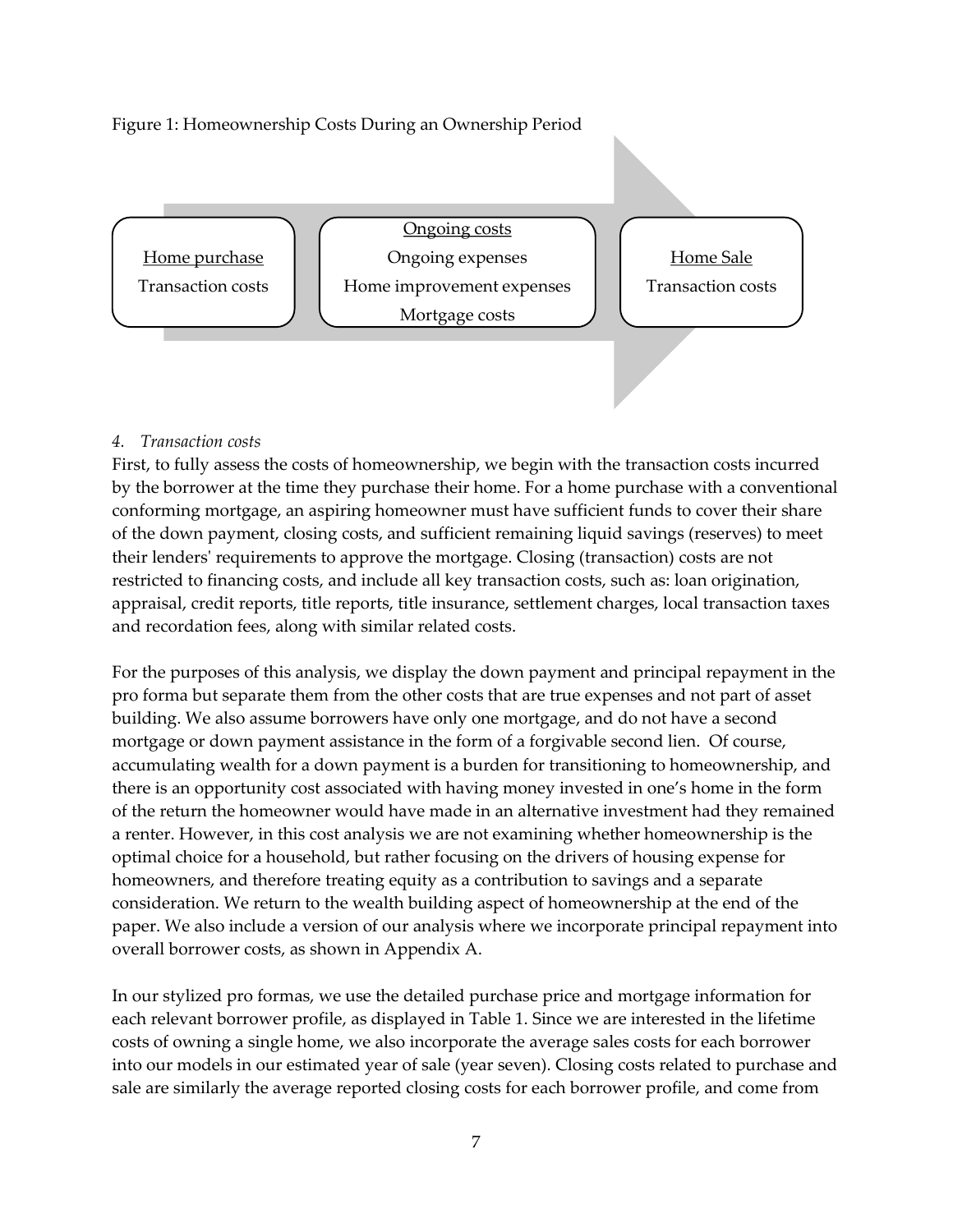Figure 1: Homeownership Costs During an Ownership Period

| Home purchase | Ongoing costs | Home Sale |
| --- | --- | --- |
| Transaction costs | Ongoing expenses<br>Home improvement expenses<br>Mortgage costs | Transaction costs |

*4. Transaction costs*

First, to fully assess the costs of homeownership, we begin with the transaction costs incurred by the borrower at the time they purchase their home. For a home purchase with a conventional conforming mortgage, an aspiring homeowner must have sufficient funds to cover their share of the down payment, closing costs, and sufficient remaining liquid savings (reserves) to meet their lenders' requirements to approve the mortgage. Closing (transaction) costs are not restricted to financing costs, and include all key transaction costs, such as: loan origination, appraisal, credit reports, title reports, title insurance, settlement charges, local transaction taxes and recordation fees, along with similar related costs.

For the purposes of this analysis, we display the down payment and principal repayment in the pro forma but separate them from the other costs that are true expenses and not part of asset building. We also assume borrowers have only one mortgage, and do not have a second mortgage or down payment assistance in the form of a forgivable second lien. Of course, accumulating wealth for a down payment is a burden for transitioning to homeownership, and there is an opportunity cost associated with having money invested in one's home in the form of the return the homeowner would have made in an alternative investment had they remained a renter. However, in this cost analysis we are not examining whether homeownership is the optimal choice for a household, but rather focusing on the drivers of housing expense for homeowners, and therefore treating equity as a contribution to savings and a separate consideration. We return to the wealth building aspect of homeownership at the end of the paper. We also include a version of our analysis where we incorporate principal repayment into overall borrower costs, as shown in Appendix A.

In our stylized pro formas, we use the detailed purchase price and mortgage information for each relevant borrower profile, as displayed in Table 1. Since we are interested in the lifetime costs of owning a single home, we also incorporate the average sales costs for each borrower into our models in our estimated year of sale (year seven). Closing costs related to purchase and sale are similarly the average reported closing costs for each borrower profile, and come from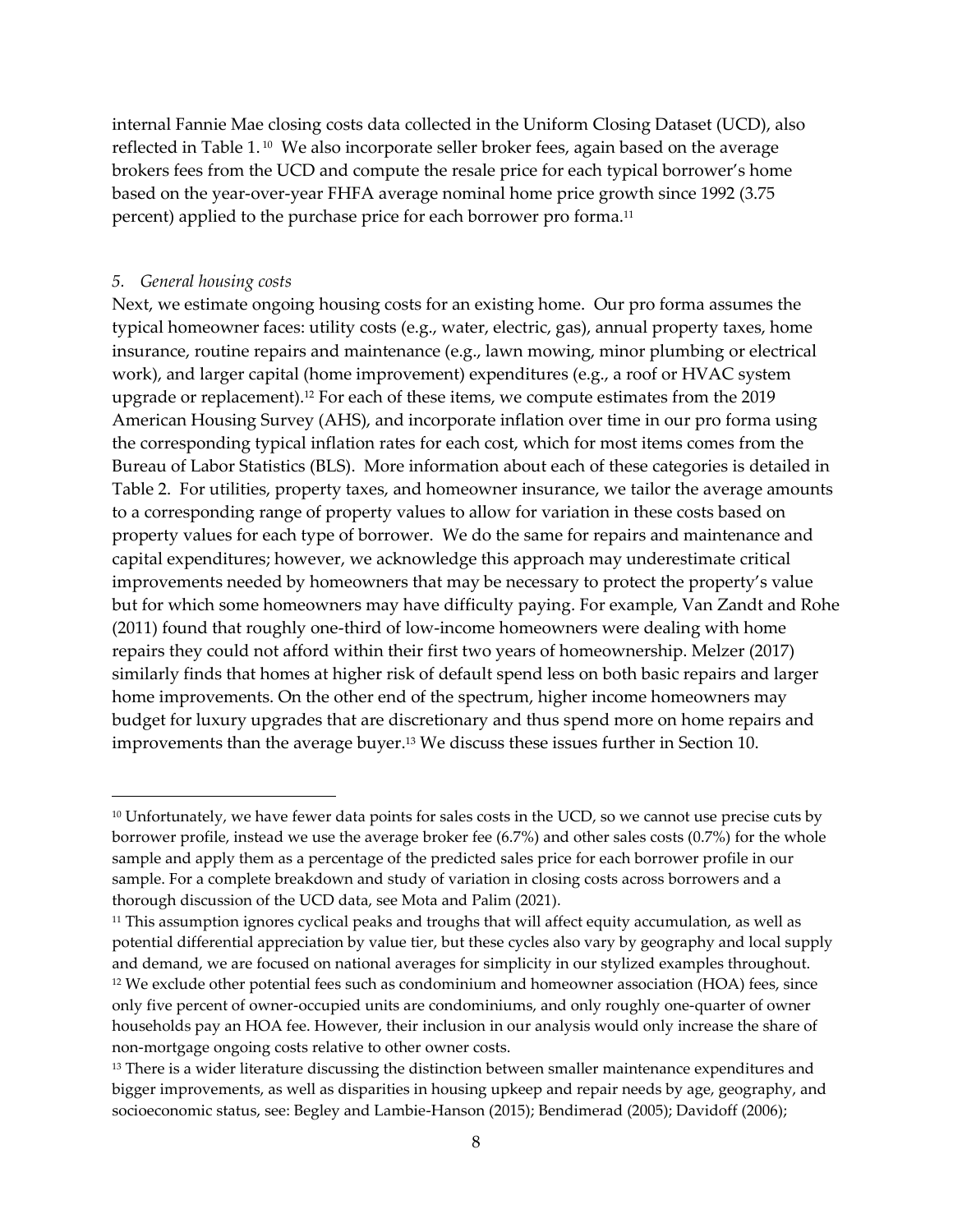internal Fannie Mae closing costs data collected in the Uniform Closing Dataset (UCD), also reflected in Table 1.[10] We also incorporate seller broker fees, again based on the average brokers fees from the UCD and compute the resale price for each typical borrower's home based on the year-over-year FHFA average nominal home price growth since 1992 (3.75 percent) applied to the purchase price for each borrower pro forma.[11]

### *5. General housing costs*

Next, we estimate ongoing housing costs for an existing home. Our pro forma assumes the typical homeowner faces: utility costs (e.g., water, electric, gas), annual property taxes, home insurance, routine repairs and maintenance (e.g., lawn mowing, minor plumbing or electrical work), and larger capital (home improvement) expenditures (e.g., a roof or HVAC system upgrade or replacement).[12] For each of these items, we compute estimates from the 2019 American Housing Survey (AHS), and incorporate inflation over time in our pro forma using the corresponding typical inflation rates for each cost, which for most items comes from the Bureau of Labor Statistics (BLS). More information about each of these categories is detailed in Table 2. For utilities, property taxes, and homeowner insurance, we tailor the average amounts to a corresponding range of property values to allow for variation in these costs based on property values for each type of borrower. We do the same for repairs and maintenance and capital expenditures; however, we acknowledge this approach may underestimate critical improvements needed by homeowners that may be necessary to protect the property's value but for which some homeowners may have difficulty paying. For example, Van Zandt and Rohe (2011) found that roughly one-third of low-income homeowners were dealing with home repairs they could not afford within their first two years of homeownership. Melzer (2017) similarly finds that homes at higher risk of default spend less on both basic repairs and larger home improvements. On the other end of the spectrum, higher income homeowners may budget for luxury upgrades that are discretionary and thus spend more on home repairs and improvements than the average buyer.[13] We discuss these issues further in Section 10.

---

[10] Unfortunately, we have fewer data points for sales costs in the UCD, so we cannot use precise cuts by borrower profile, instead we use the average broker fee (6.7%) and other sales costs (0.7%) for the whole sample and apply them as a percentage of the predicted sales price for each borrower profile in our sample. For a complete breakdown and study of variation in closing costs across borrowers and a thorough discussion of the UCD data, see Mota and Palim (2021).

[11] This assumption ignores cyclical peaks and troughs that will affect equity accumulation, as well as potential differential appreciation by value tier, but these cycles also vary by geography and local supply and demand, we are focused on national averages for simplicity in our stylized examples throughout.

[12] We exclude other potential fees such as condominium and homeowner association (HOA) fees, since only five percent of owner-occupied units are condominiums, and only roughly one-quarter of owner households pay an HOA fee. However, their inclusion in our analysis would only increase the share of non-mortgage ongoing costs relative to other owner costs.

[13] There is a wider literature discussing the distinction between smaller maintenance expenditures and bigger improvements, as well as disparities in housing upkeep and repair needs by age, geography, and socioeconomic status, see: Begley and Lambie-Hanson (2015); Bendimerad (2005); Davidoff (2006);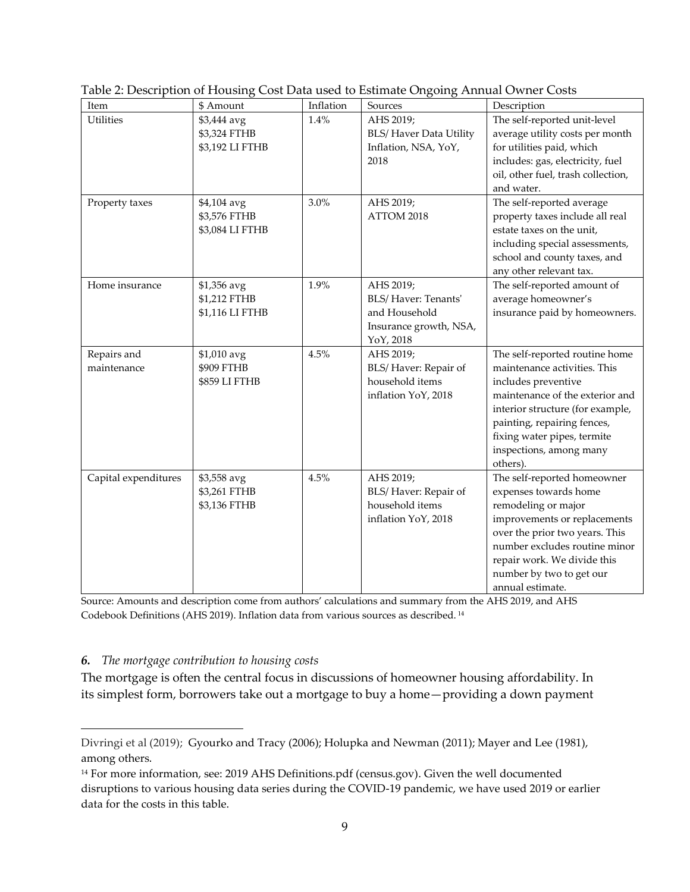Table 2: Description of Housing Cost Data used to Estimate Ongoing Annual Owner Costs

| Item | $ Amount | Inflation | Sources | Description |
|---|---|---|---|---|
| Utilities | $3,444 avg<br>$3,324 FTHB<br>$3,192 LI FTHB | 1.4% | AHS 2019;<br>BLS/ Haver Data Utility Inflation, NSA, YoY, 2018 | The self-reported unit-level average utility costs per month for utilities paid, which includes: gas, electricity, fuel oil, other fuel, trash collection, and water. |
| Property taxes | $4,104 avg<br>$3,576 FTHB<br>$3,084 LI FTHB | 3.0% | AHS 2019;<br>ATTOM 2018 | The self-reported average property taxes include all real estate taxes on the unit, including special assessments, school and county taxes, and any other relevant tax. |
| Home insurance | $1,356 avg<br>$1,212 FTHB<br>$1,116 LI FTHB | 1.9% | AHS 2019;<br>BLS/ Haver: Tenants' and Household Insurance growth, NSA, YoY, 2018 | The self-reported amount of average homeowner's insurance paid by homeowners. |
| Repairs and maintenance | $1,010 avg<br>$909 FTHB<br>$859 LI FTHB | 4.5% | AHS 2019;<br>BLS/ Haver: Repair of household items inflation YoY, 2018 | The self-reported routine home maintenance activities. This includes preventive maintenance of the exterior and interior structure (for example, painting, repairing fences, fixing water pipes, termite inspections, among many others). |
| Capital expenditures | $3,558 avg<br>$3,261 FTHB<br>$3,136 FTHB | 4.5% | AHS 2019;<br>BLS/ Haver: Repair of household items inflation YoY, 2018 | The self-reported homeowner expenses towards home remodeling or major improvements or replacements over the prior two years. This number excludes routine minor repair work. We divide this number by two to get our annual estimate. |

Source: Amounts and description come from authors' calculations and summary from the AHS 2019, and AHS Codebook Definitions (AHS 2019). Inflation data from various sources as described. [14]

## *6. The mortgage contribution to housing costs*

The mortgage is often the central focus in discussions of homeowner housing affordability. In its simplest form, borrowers take out a mortgage to buy a home—providing a down payment

---

Divringi et al (2019); Gyourko and Tracy (2006); Holupka and Newman (2011); Mayer and Lee (1981), among others.

[14] For more information, see: 2019 AHS Definitions.pdf (census.gov). Given the well documented disruptions to various housing data series during the COVID-19 pandemic, we have used 2019 or earlier data for the costs in this table.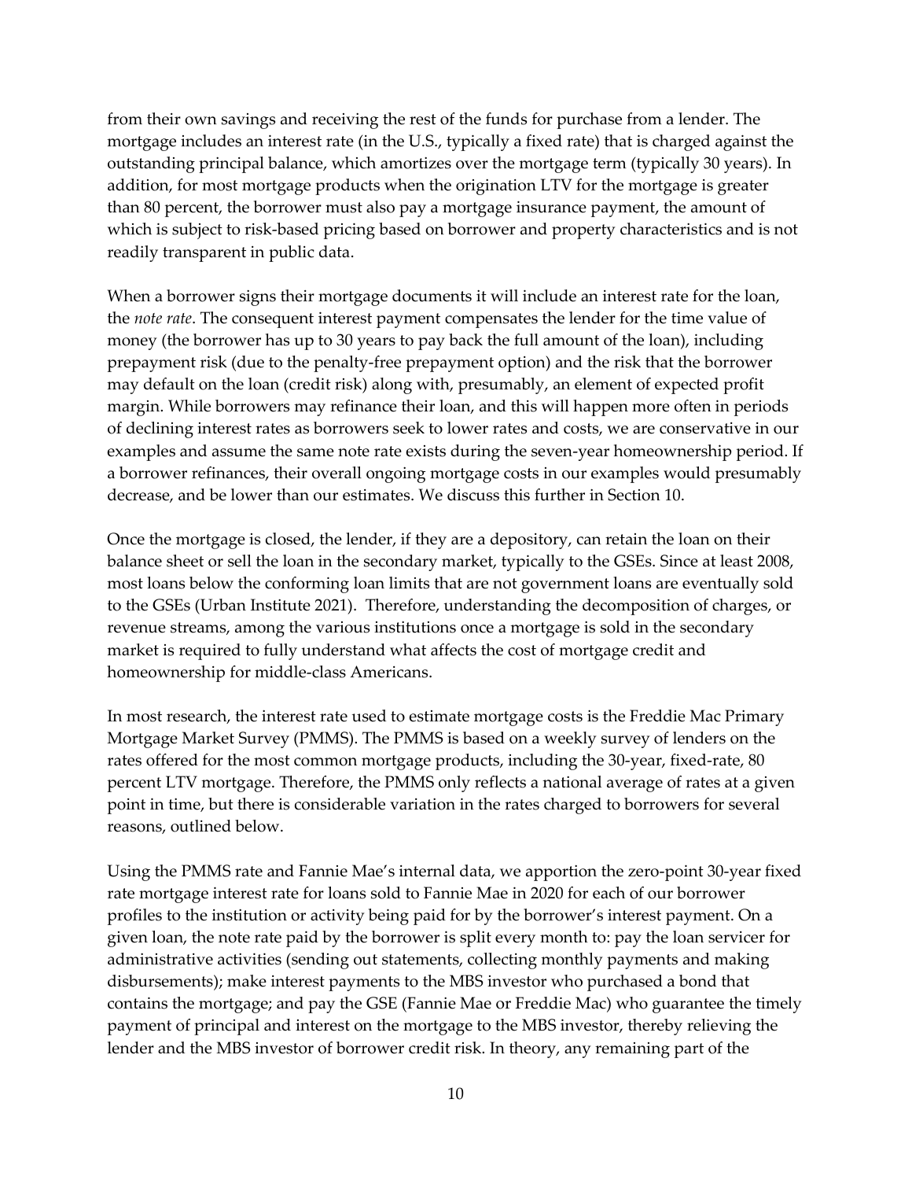from their own savings and receiving the rest of the funds for purchase from a lender. The mortgage includes an interest rate (in the U.S., typically a fixed rate) that is charged against the outstanding principal balance, which amortizes over the mortgage term (typically 30 years). In addition, for most mortgage products when the origination LTV for the mortgage is greater than 80 percent, the borrower must also pay a mortgage insurance payment, the amount of which is subject to risk-based pricing based on borrower and property characteristics and is not readily transparent in public data.

When a borrower signs their mortgage documents it will include an interest rate for the loan, the *note rate*. The consequent interest payment compensates the lender for the time value of money (the borrower has up to 30 years to pay back the full amount of the loan), including prepayment risk (due to the penalty-free prepayment option) and the risk that the borrower may default on the loan (credit risk) along with, presumably, an element of expected profit margin. While borrowers may refinance their loan, and this will happen more often in periods of declining interest rates as borrowers seek to lower rates and costs, we are conservative in our examples and assume the same note rate exists during the seven-year homeownership period. If a borrower refinances, their overall ongoing mortgage costs in our examples would presumably decrease, and be lower than our estimates. We discuss this further in Section 10.

Once the mortgage is closed, the lender, if they are a depository, can retain the loan on their balance sheet or sell the loan in the secondary market, typically to the GSEs. Since at least 2008, most loans below the conforming loan limits that are not government loans are eventually sold to the GSEs (Urban Institute 2021). Therefore, understanding the decomposition of charges, or revenue streams, among the various institutions once a mortgage is sold in the secondary market is required to fully understand what affects the cost of mortgage credit and homeownership for middle-class Americans.

In most research, the interest rate used to estimate mortgage costs is the Freddie Mac Primary Mortgage Market Survey (PMMS). The PMMS is based on a weekly survey of lenders on the rates offered for the most common mortgage products, including the 30-year, fixed-rate, 80 percent LTV mortgage. Therefore, the PMMS only reflects a national average of rates at a given point in time, but there is considerable variation in the rates charged to borrowers for several reasons, outlined below.

Using the PMMS rate and Fannie Mae's internal data, we apportion the zero-point 30-year fixed rate mortgage interest rate for loans sold to Fannie Mae in 2020 for each of our borrower profiles to the institution or activity being paid for by the borrower's interest payment. On a given loan, the note rate paid by the borrower is split every month to: pay the loan servicer for administrative activities (sending out statements, collecting monthly payments and making disbursements); make interest payments to the MBS investor who purchased a bond that contains the mortgage; and pay the GSE (Fannie Mae or Freddie Mac) who guarantee the timely payment of principal and interest on the mortgage to the MBS investor, thereby relieving the lender and the MBS investor of borrower credit risk. In theory, any remaining part of the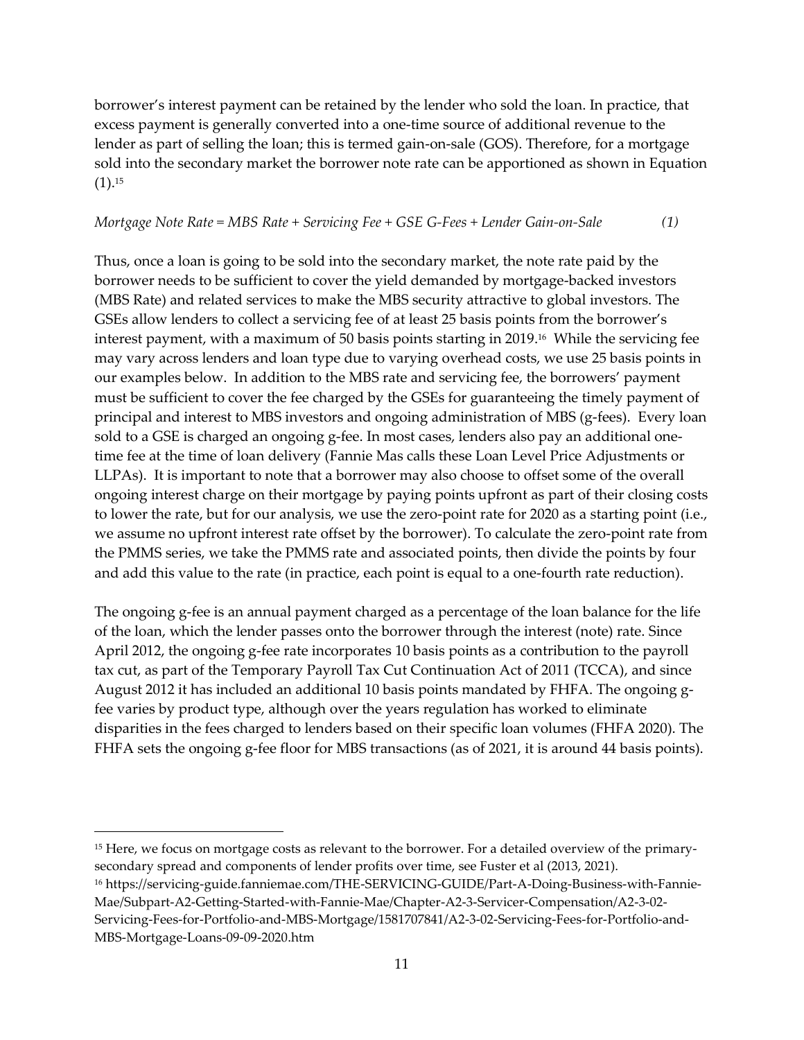borrower's interest payment can be retained by the lender who sold the loan. In practice, that excess payment is generally converted into a one-time source of additional revenue to the lender as part of selling the loan; this is termed gain-on-sale (GOS). Therefore, for a mortgage sold into the secondary market the borrower note rate can be apportioned as shown in Equation (1).[15]

*Mortgage Note Rate = MBS Rate + Servicing Fee + GSE G-Fees + Lender Gain-on-Sale* *(1)*

Thus, once a loan is going to be sold into the secondary market, the note rate paid by the borrower needs to be sufficient to cover the yield demanded by mortgage-backed investors (MBS Rate) and related services to make the MBS security attractive to global investors. The GSEs allow lenders to collect a servicing fee of at least 25 basis points from the borrower's interest payment, with a maximum of 50 basis points starting in 2019.[16] While the servicing fee may vary across lenders and loan type due to varying overhead costs, we use 25 basis points in our examples below. In addition to the MBS rate and servicing fee, the borrowers' payment must be sufficient to cover the fee charged by the GSEs for guaranteeing the timely payment of principal and interest to MBS investors and ongoing administration of MBS (g-fees). Every loan sold to a GSE is charged an ongoing g-fee. In most cases, lenders also pay an additional one-time fee at the time of loan delivery (Fannie Mas calls these Loan Level Price Adjustments or LLPAs). It is important to note that a borrower may also choose to offset some of the overall ongoing interest charge on their mortgage by paying points upfront as part of their closing costs to lower the rate, but for our analysis, we use the zero-point rate for 2020 as a starting point (i.e., we assume no upfront interest rate offset by the borrower). To calculate the zero-point rate from the PMMS series, we take the PMMS rate and associated points, then divide the points by four and add this value to the rate (in practice, each point is equal to a one-fourth rate reduction).

The ongoing g-fee is an annual payment charged as a percentage of the loan balance for the life of the loan, which the lender passes onto the borrower through the interest (note) rate. Since April 2012, the ongoing g-fee rate incorporates 10 basis points as a contribution to the payroll tax cut, as part of the Temporary Payroll Tax Cut Continuation Act of 2011 (TCCA), and since August 2012 it has included an additional 10 basis points mandated by FHFA. The ongoing g-fee varies by product type, although over the years regulation has worked to eliminate disparities in the fees charged to lenders based on their specific loan volumes (FHFA 2020). The FHFA sets the ongoing g-fee floor for MBS transactions (as of 2021, it is around 44 basis points).

---

[15] Here, we focus on mortgage costs as relevant to the borrower. For a detailed overview of the primary-secondary spread and components of lender profits over time, see Fuster et al (2013, 2021).

[16] https://servicing-guide.fanniemae.com/THE-SERVICING-GUIDE/Part-A-Doing-Business-with-Fannie-Mae/Subpart-A2-Getting-Started-with-Fannie-Mae/Chapter-A2-3-Servicer-Compensation/A2-3-02-Servicing-Fees-for-Portfolio-and-MBS-Mortgage/1581707841/A2-3-02-Servicing-Fees-for-Portfolio-and-MBS-Mortgage-Loans-09-09-2020.htm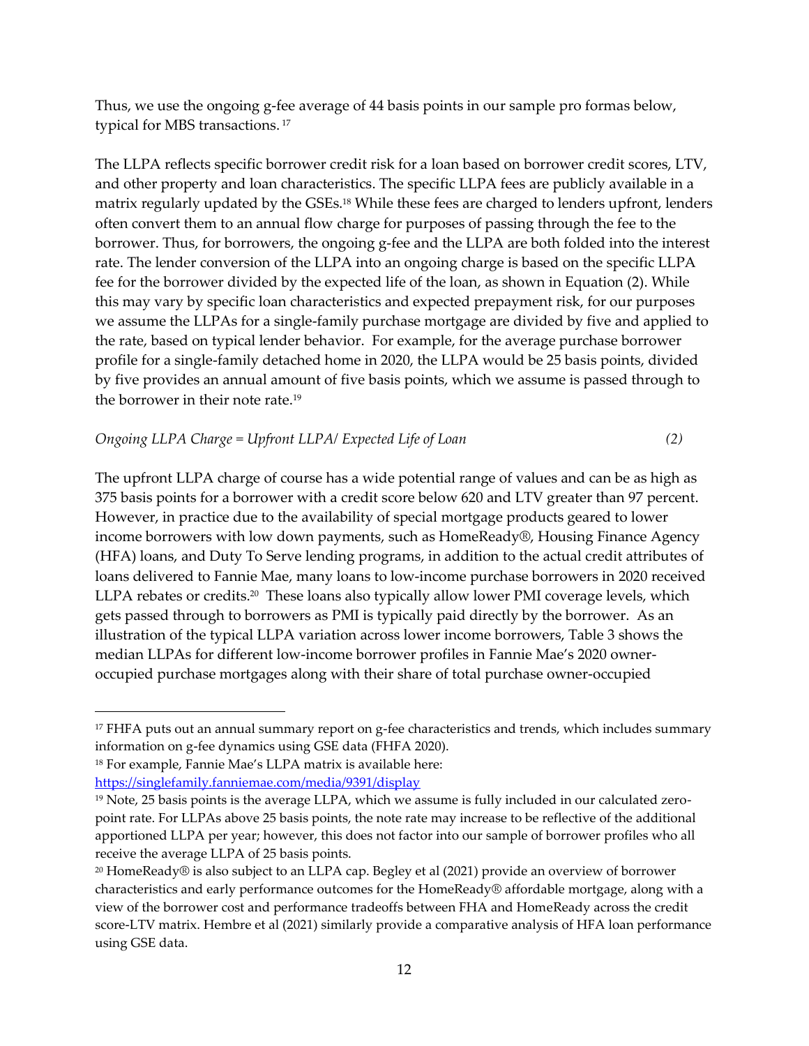Thus, we use the ongoing g-fee average of 44 basis points in our sample pro formas below, typical for MBS transactions. [17]

The LLPA reflects specific borrower credit risk for a loan based on borrower credit scores, LTV, and other property and loan characteristics. The specific LLPA fees are publicly available in a matrix regularly updated by the GSEs.[18] While these fees are charged to lenders upfront, lenders often convert them to an annual flow charge for purposes of passing through the fee to the borrower. Thus, for borrowers, the ongoing g-fee and the LLPA are both folded into the interest rate. The lender conversion of the LLPA into an ongoing charge is based on the specific LLPA fee for the borrower divided by the expected life of the loan, as shown in Equation (2). While this may vary by specific loan characteristics and expected prepayment risk, for our purposes we assume the LLPAs for a single-family purchase mortgage are divided by five and applied to the rate, based on typical lender behavior. For example, for the average purchase borrower profile for a single-family detached home in 2020, the LLPA would be 25 basis points, divided by five provides an annual amount of five basis points, which we assume is passed through to the borrower in their note rate.[19]

$$\text{Ongoing LLPA Charge} = \text{Upfront LLPA} / \text{Expected Life of Loan} \qquad (2)$$

The upfront LLPA charge of course has a wide potential range of values and can be as high as 375 basis points for a borrower with a credit score below 620 and LTV greater than 97 percent. However, in practice due to the availability of special mortgage products geared to lower income borrowers with low down payments, such as HomeReady®, Housing Finance Agency (HFA) loans, and Duty To Serve lending programs, in addition to the actual credit attributes of loans delivered to Fannie Mae, many loans to low-income purchase borrowers in 2020 received LLPA rebates or credits.[20] These loans also typically allow lower PMI coverage levels, which gets passed through to borrowers as PMI is typically paid directly by the borrower. As an illustration of the typical LLPA variation across lower income borrowers, Table 3 shows the median LLPAs for different low-income borrower profiles in Fannie Mae's 2020 owner-occupied purchase mortgages along with their share of total purchase owner-occupied

---

[17] FHFA puts out an annual summary report on g-fee characteristics and trends, which includes summary information on g-fee dynamics using GSE data (FHFA 2020).

[18] For example, Fannie Mae's LLPA matrix is available here: https://singlefamily.fanniemae.com/media/9391/display

[19] Note, 25 basis points is the average LLPA, which we assume is fully included in our calculated zero-point rate. For LLPAs above 25 basis points, the note rate may increase to be reflective of the additional apportioned LLPA per year; however, this does not factor into our sample of borrower profiles who all receive the average LLPA of 25 basis points.

[20] HomeReady® is also subject to an LLPA cap. Begley et al (2021) provide an overview of borrower characteristics and early performance outcomes for the HomeReady® affordable mortgage, along with a view of the borrower cost and performance tradeoffs between FHA and HomeReady across the credit score-LTV matrix. Hembre et al (2021) similarly provide a comparative analysis of HFA loan performance using GSE data.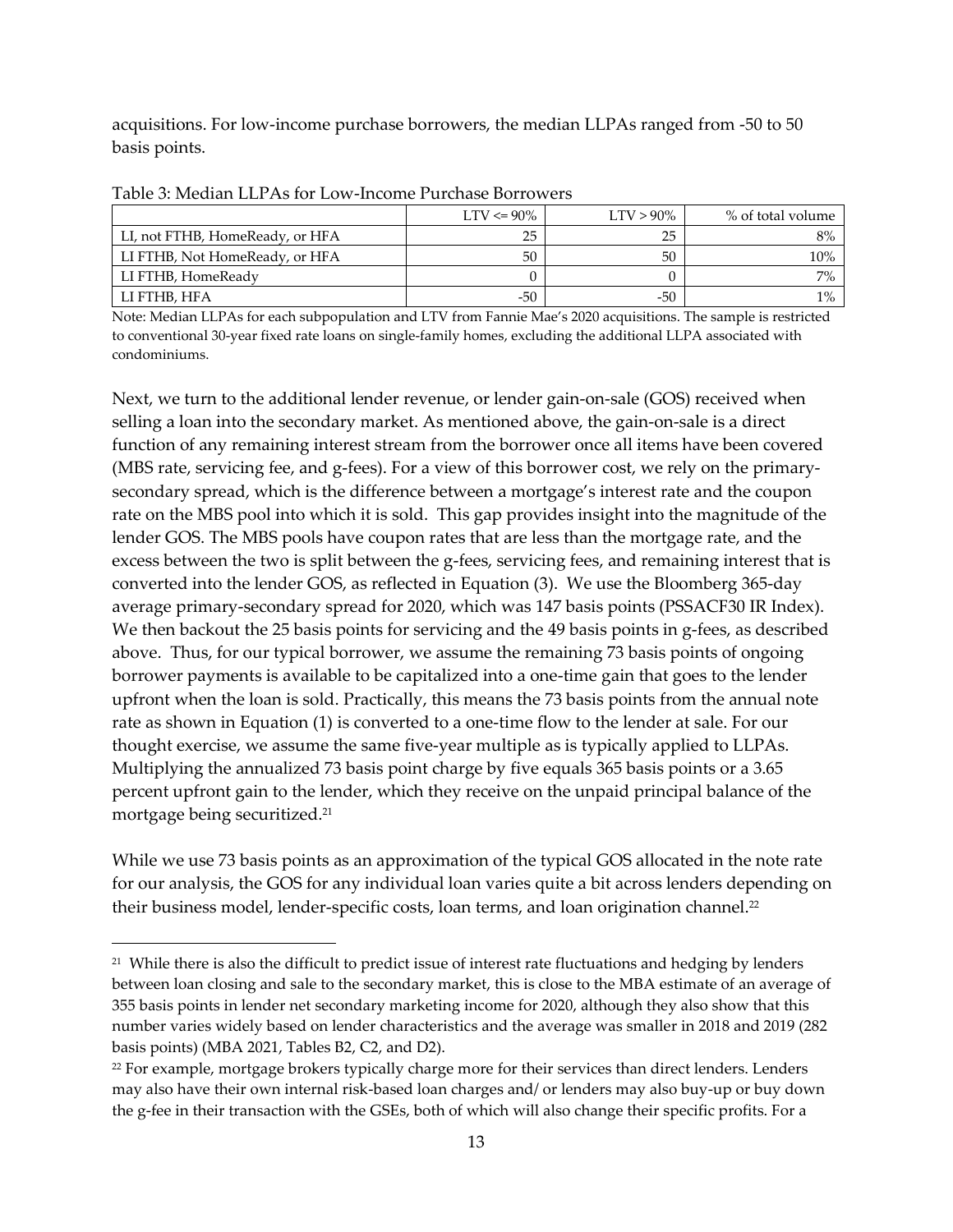acquisitions. For low-income purchase borrowers, the median LLPAs ranged from -50 to 50 basis points.

Table 3: Median LLPAs for Low-Income Purchase Borrowers

| | LTV <= 90% | LTV > 90% | % of total volume |
|---|---|---|---|
| LI, not FTHB, HomeReady, or HFA | 25 | 25 | 8% |
| LI FTHB, Not HomeReady, or HFA | 50 | 50 | 10% |
| LI FTHB, HomeReady | 0 | 0 | 7% |
| LI FTHB, HFA | -50 | -50 | 1% |

Note: Median LLPAs for each subpopulation and LTV from Fannie Mae's 2020 acquisitions. The sample is restricted to conventional 30-year fixed rate loans on single-family homes, excluding the additional LLPA associated with condominiums.

Next, we turn to the additional lender revenue, or lender gain-on-sale (GOS) received when selling a loan into the secondary market. As mentioned above, the gain-on-sale is a direct function of any remaining interest stream from the borrower once all items have been covered (MBS rate, servicing fee, and g-fees). For a view of this borrower cost, we rely on the primary-secondary spread, which is the difference between a mortgage's interest rate and the coupon rate on the MBS pool into which it is sold. This gap provides insight into the magnitude of the lender GOS. The MBS pools have coupon rates that are less than the mortgage rate, and the excess between the two is split between the g-fees, servicing fees, and remaining interest that is converted into the lender GOS, as reflected in Equation (3). We use the Bloomberg 365-day average primary-secondary spread for 2020, which was 147 basis points (PSSACF30 IR Index). We then backout the 25 basis points for servicing and the 49 basis points in g-fees, as described above. Thus, for our typical borrower, we assume the remaining 73 basis points of ongoing borrower payments is available to be capitalized into a one-time gain that goes to the lender upfront when the loan is sold. Practically, this means the 73 basis points from the annual note rate as shown in Equation (1) is converted to a one-time flow to the lender at sale. For our thought exercise, we assume the same five-year multiple as is typically applied to LLPAs. Multiplying the annualized 73 basis point charge by five equals 365 basis points or a 3.65 percent upfront gain to the lender, which they receive on the unpaid principal balance of the mortgage being securitized.[21]

While we use 73 basis points as an approximation of the typical GOS allocated in the note rate for our analysis, the GOS for any individual loan varies quite a bit across lenders depending on their business model, lender-specific costs, loan terms, and loan origination channel.[22]

[21] While there is also the difficult to predict issue of interest rate fluctuations and hedging by lenders between loan closing and sale to the secondary market, this is close to the MBA estimate of an average of 355 basis points in lender net secondary marketing income for 2020, although they also show that this number varies widely based on lender characteristics and the average was smaller in 2018 and 2019 (282 basis points) (MBA 2021, Tables B2, C2, and D2).

[22] For example, mortgage brokers typically charge more for their services than direct lenders. Lenders may also have their own internal risk-based loan charges and/or lenders may also buy-up or buy down the g-fee in their transaction with the GSEs, both of which will also change their specific profits. For a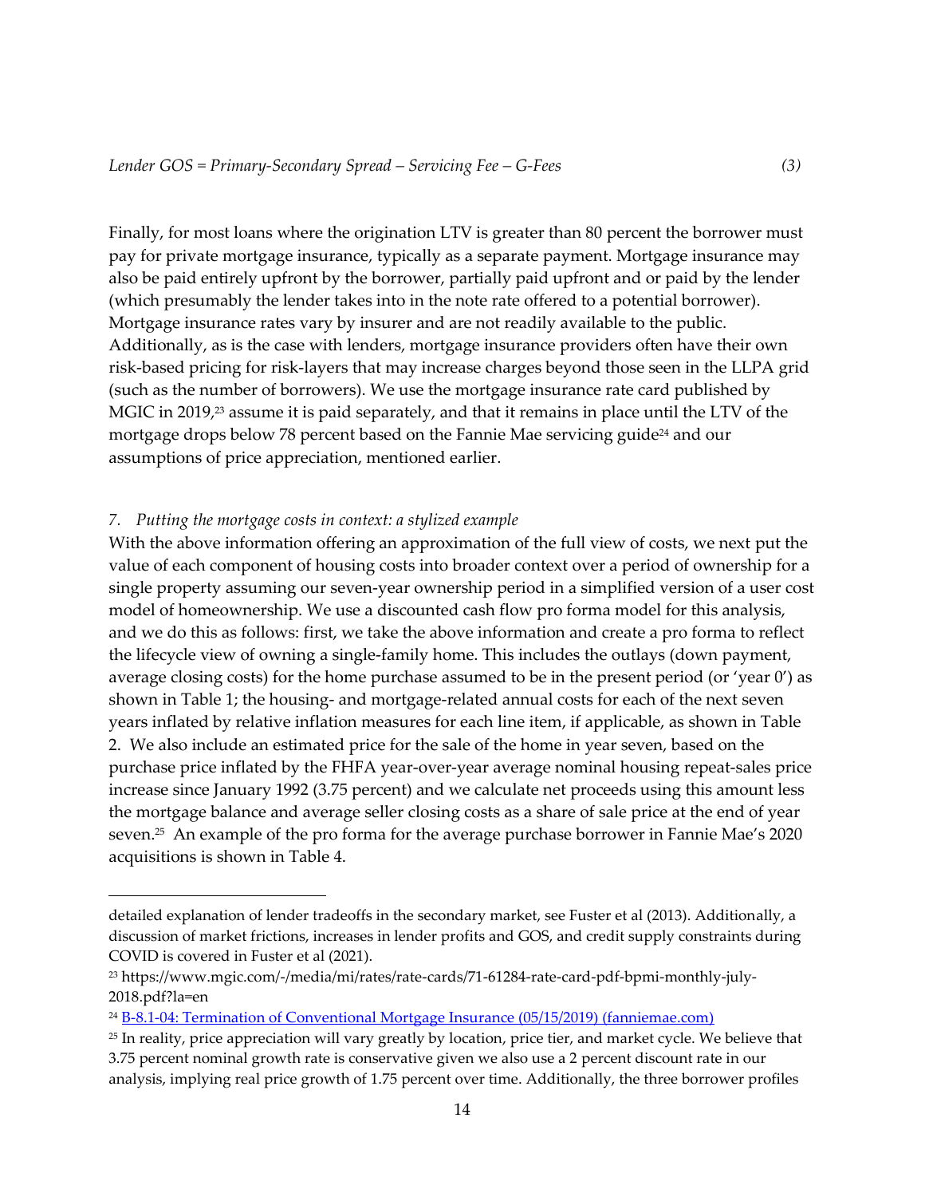*Lender GOS = Primary-Secondary Spread – Servicing Fee – G-Fees* (3)

Finally, for most loans where the origination LTV is greater than 80 percent the borrower must pay for private mortgage insurance, typically as a separate payment. Mortgage insurance may also be paid entirely upfront by the borrower, partially paid upfront and or paid by the lender (which presumably the lender takes into in the note rate offered to a potential borrower). Mortgage insurance rates vary by insurer and are not readily available to the public. Additionally, as is the case with lenders, mortgage insurance providers often have their own risk-based pricing for risk-layers that may increase charges beyond those seen in the LLPA grid (such as the number of borrowers). We use the mortgage insurance rate card published by MGIC in 2019,[23] assume it is paid separately, and that it remains in place until the LTV of the mortgage drops below 78 percent based on the Fannie Mae servicing guide[24] and our assumptions of price appreciation, mentioned earlier.

### *7. Putting the mortgage costs in context: a stylized example*

With the above information offering an approximation of the full view of costs, we next put the value of each component of housing costs into broader context over a period of ownership for a single property assuming our seven-year ownership period in a simplified version of a user cost model of homeownership. We use a discounted cash flow pro forma model for this analysis, and we do this as follows: first, we take the above information and create a pro forma to reflect the lifecycle view of owning a single-family home. This includes the outlays (down payment, average closing costs) for the home purchase assumed to be in the present period (or 'year 0') as shown in Table 1; the housing- and mortgage-related annual costs for each of the next seven years inflated by relative inflation measures for each line item, if applicable, as shown in Table 2. We also include an estimated price for the sale of the home in year seven, based on the purchase price inflated by the FHFA year-over-year average nominal housing repeat-sales price increase since January 1992 (3.75 percent) and we calculate net proceeds using this amount less the mortgage balance and average seller closing costs as a share of sale price at the end of year seven.[25] An example of the pro forma for the average purchase borrower in Fannie Mae's 2020 acquisitions is shown in Table 4.

---

detailed explanation of lender tradeoffs in the secondary market, see Fuster et al (2013). Additionally, a discussion of market frictions, increases in lender profits and GOS, and credit supply constraints during COVID is covered in Fuster et al (2021).

[23] https://www.mgic.com/-/media/mi/rates/rate-cards/71-61284-rate-card-pdf-bpmi-monthly-july-2018.pdf?la=en

[24] [B-8.1-04: Termination of Conventional Mortgage Insurance (05/15/2019) (fanniemae.com)](https://www.fanniemae.com)

[25] In reality, price appreciation will vary greatly by location, price tier, and market cycle. We believe that 3.75 percent nominal growth rate is conservative given we also use a 2 percent discount rate in our analysis, implying real price growth of 1.75 percent over time. Additionally, the three borrower profiles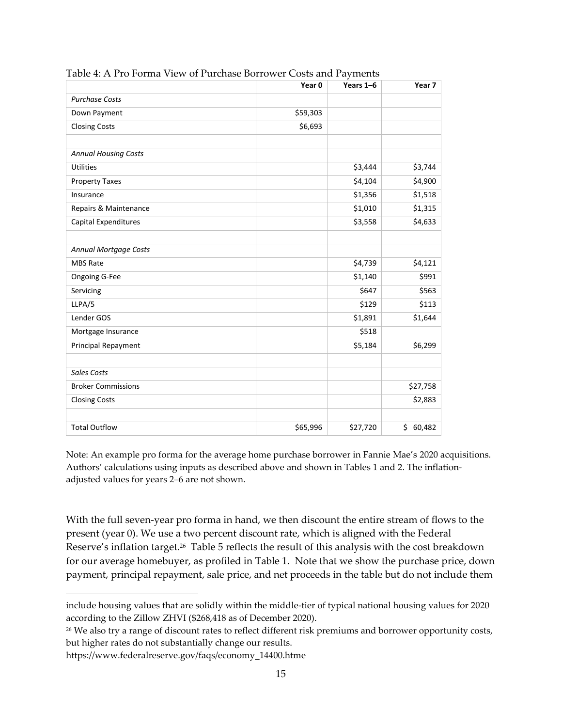Table 4: A Pro Forma View of Purchase Borrower Costs and Payments

| | Year 0 | Years 1–6 | Year 7 |
|---|---|---|---|
| *Purchase Costs* | | | |
| Down Payment | $59,303 | | |
| Closing Costs | $6,693 | | |
| | | | |
| *Annual Housing Costs* | | | |
| Utilities | | $3,444 | $3,744 |
| Property Taxes | | $4,104 | $4,900 |
| Insurance | | $1,356 | $1,518 |
| Repairs & Maintenance | | $1,010 | $1,315 |
| Capital Expenditures | | $3,558 | $4,633 |
| | | | |
| *Annual Mortgage Costs* | | | |
| MBS Rate | | $4,739 | $4,121 |
| Ongoing G-Fee | | $1,140 | $991 |
| Servicing | | $647 | $563 |
| LLPA/5 | | $129 | $113 |
| Lender GOS | | $1,891 | $1,644 |
| Mortgage Insurance | | $518 | |
| Principal Repayment | | $5,184 | $6,299 |
| | | | |
| *Sales Costs* | | | |
| Broker Commissions | | | $27,758 |
| Closing Costs | | | $2,883 |
| | | | |
| Total Outflow | $65,996 | $27,720 | $ 60,482 |

Note: An example pro forma for the average home purchase borrower in Fannie Mae's 2020 acquisitions. Authors' calculations using inputs as described above and shown in Tables 1 and 2. The inflation-adjusted values for years 2–6 are not shown.

With the full seven-year pro forma in hand, we then discount the entire stream of flows to the present (year 0). We use a two percent discount rate, which is aligned with the Federal Reserve's inflation target.[26] Table 5 reflects the result of this analysis with the cost breakdown for our average homebuyer, as profiled in Table 1. Note that we show the purchase price, down payment, principal repayment, sale price, and net proceeds in the table but do not include them

---

include housing values that are solidly within the middle-tier of typical national housing values for 2020 according to the Zillow ZHVI ($268,418 as of December 2020).

[26] We also try a range of discount rates to reflect different risk premiums and borrower opportunity costs, but higher rates do not substantially change our results. https://www.federalreserve.gov/faqs/economy_14400.htme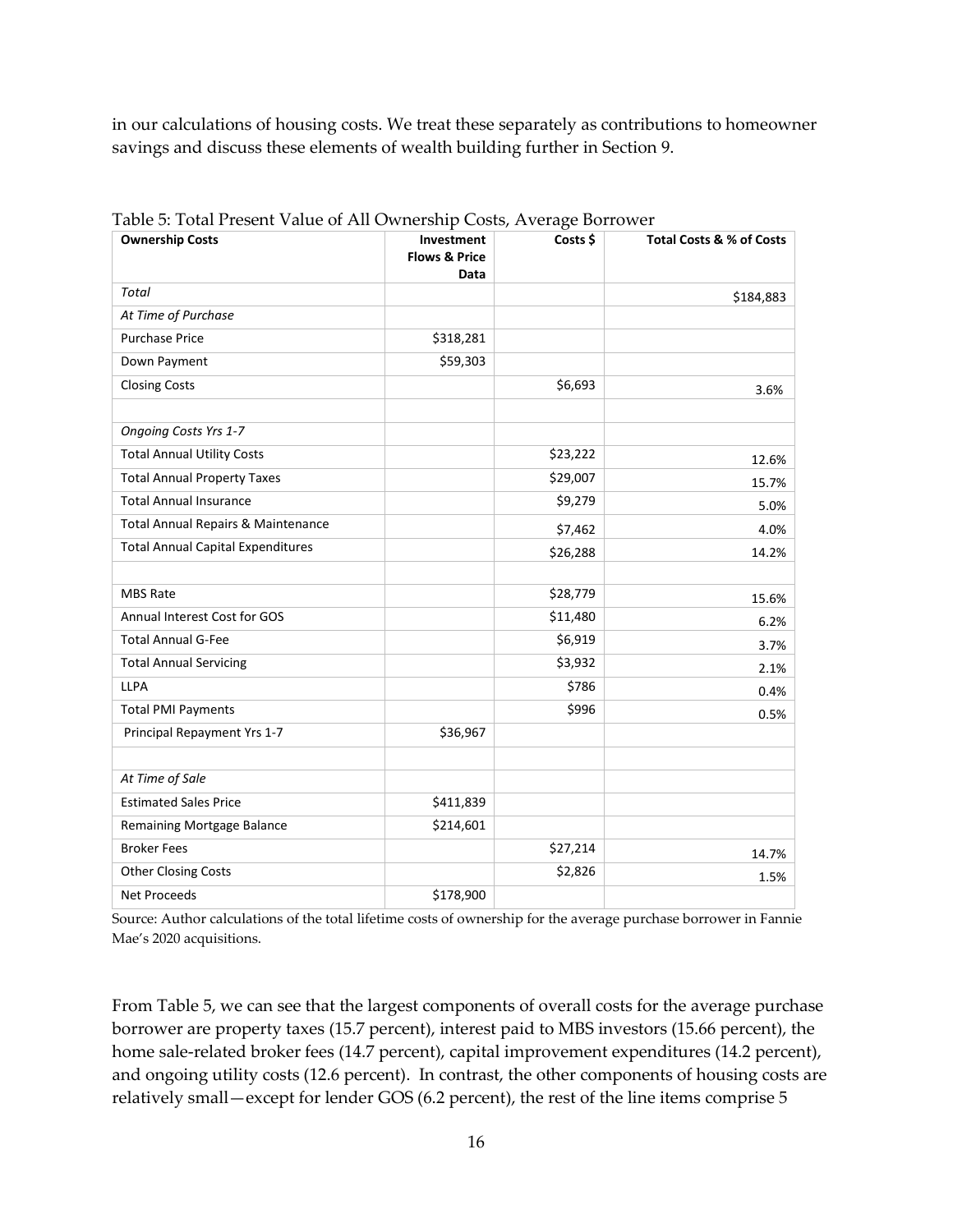in our calculations of housing costs. We treat these separately as contributions to homeowner savings and discuss these elements of wealth building further in Section 9.

Table 5: Total Present Value of All Ownership Costs, Average Borrower

| Ownership Costs | Investment Flows & Price Data | Costs $ | Total Costs & % of Costs |
|---|---|---|---|
| *Total* | | | $184,883 |
| *At Time of Purchase* | | | |
| Purchase Price | $318,281 | | |
| Down Payment | $59,303 | | |
| Closing Costs | | $6,693 | 3.6% |
| | | | |
| *Ongoing Costs Yrs 1-7* | | | |
| Total Annual Utility Costs | | $23,222 | 12.6% |
| Total Annual Property Taxes | | $29,007 | 15.7% |
| Total Annual Insurance | | $9,279 | 5.0% |
| Total Annual Repairs & Maintenance | | $7,462 | 4.0% |
| Total Annual Capital Expenditures | | $26,288 | 14.2% |
| | | | |
| MBS Rate | | $28,779 | 15.6% |
| Annual Interest Cost for GOS | | $11,480 | 6.2% |
| Total Annual G-Fee | | $6,919 | 3.7% |
| Total Annual Servicing | | $3,932 | 2.1% |
| LLPA | | $786 | 0.4% |
| Total PMI Payments | | $996 | 0.5% |
| Principal Repayment Yrs 1-7 | $36,967 | | |
| | | | |
| *At Time of Sale* | | | |
| Estimated Sales Price | $411,839 | | |
| Remaining Mortgage Balance | $214,601 | | |
| Broker Fees | | $27,214 | 14.7% |
| Other Closing Costs | | $2,826 | 1.5% |
| Net Proceeds | $178,900 | | |

Source: Author calculations of the total lifetime costs of ownership for the average purchase borrower in Fannie Mae's 2020 acquisitions.

From Table 5, we can see that the largest components of overall costs for the average purchase borrower are property taxes (15.7 percent), interest paid to MBS investors (15.66 percent), the home sale-related broker fees (14.7 percent), capital improvement expenditures (14.2 percent), and ongoing utility costs (12.6 percent). In contrast, the other components of housing costs are relatively small—except for lender GOS (6.2 percent), the rest of the line items comprise 5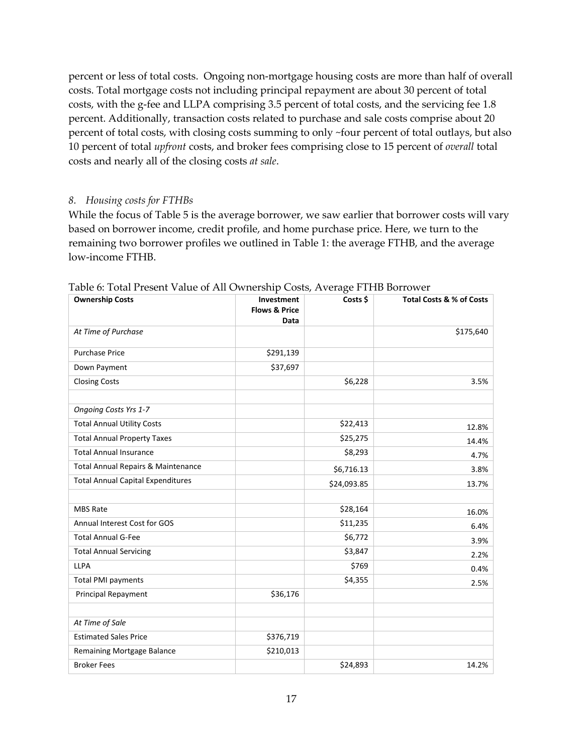percent or less of total costs. Ongoing non-mortgage housing costs are more than half of overall costs. Total mortgage costs not including principal repayment are about 30 percent of total costs, with the g-fee and LLPA comprising 3.5 percent of total costs, and the servicing fee 1.8 percent. Additionally, transaction costs related to purchase and sale costs comprise about 20 percent of total costs, with closing costs summing to only ~four percent of total outlays, but also 10 percent of total *upfront* costs, and broker fees comprising close to 15 percent of *overall* total costs and nearly all of the closing costs *at sale*.

### *8. Housing costs for FTHBs*

While the focus of Table 5 is the average borrower, we saw earlier that borrower costs will vary based on borrower income, credit profile, and home purchase price. Here, we turn to the remaining two borrower profiles we outlined in Table 1: the average FTHB, and the average low-income FTHB.

Table 6: Total Present Value of All Ownership Costs, Average FTHB Borrower

| Ownership Costs | Investment Flows & Price Data | Costs $ | Total Costs & % of Costs |
|---|---|---|---|
| *At Time of Purchase* | | | $175,640 |
| Purchase Price | $291,139 | | |
| Down Payment | $37,697 | | |
| Closing Costs | | $6,228 | 3.5% |
| | | | |
| *Ongoing Costs Yrs 1-7* | | | |
| Total Annual Utility Costs | | $22,413 | 12.8% |
| Total Annual Property Taxes | | $25,275 | 14.4% |
| Total Annual Insurance | | $8,293 | 4.7% |
| Total Annual Repairs & Maintenance | | $6,716.13 | 3.8% |
| Total Annual Capital Expenditures | | $24,093.85 | 13.7% |
| | | | |
| MBS Rate | | $28,164 | 16.0% |
| Annual Interest Cost for GOS | | $11,235 | 6.4% |
| Total Annual G-Fee | | $6,772 | 3.9% |
| Total Annual Servicing | | $3,847 | 2.2% |
| LLPA | | $769 | 0.4% |
| Total PMI payments | | $4,355 | 2.5% |
| Principal Repayment | $36,176 | | |
| | | | |
| *At Time of Sale* | | | |
| Estimated Sales Price | $376,719 | | |
| Remaining Mortgage Balance | $210,013 | | |
| Broker Fees | | $24,893 | 14.2% |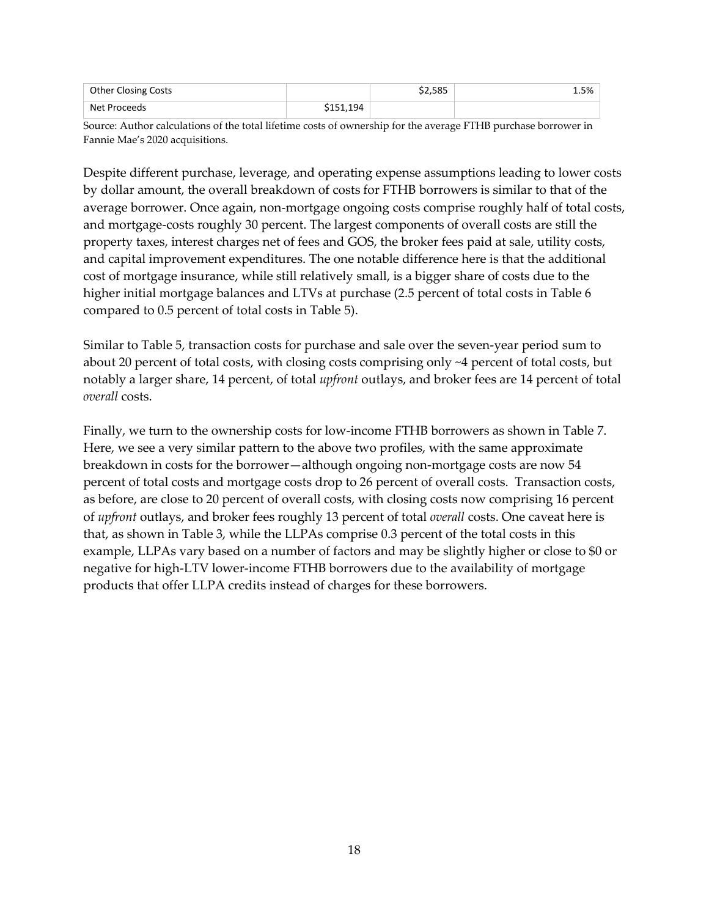| Other Closing Costs | | $2,585 | 1.5% |
|---|---|---|---|
| Net Proceeds | $151,194 | | |

Source: Author calculations of the total lifetime costs of ownership for the average FTHB purchase borrower in Fannie Mae's 2020 acquisitions.

Despite different purchase, leverage, and operating expense assumptions leading to lower costs by dollar amount, the overall breakdown of costs for FTHB borrowers is similar to that of the average borrower. Once again, non-mortgage ongoing costs comprise roughly half of total costs, and mortgage-costs roughly 30 percent. The largest components of overall costs are still the property taxes, interest charges net of fees and GOS, the broker fees paid at sale, utility costs, and capital improvement expenditures. The one notable difference here is that the additional cost of mortgage insurance, while still relatively small, is a bigger share of costs due to the higher initial mortgage balances and LTVs at purchase (2.5 percent of total costs in Table 6 compared to 0.5 percent of total costs in Table 5).

Similar to Table 5, transaction costs for purchase and sale over the seven-year period sum to about 20 percent of total costs, with closing costs comprising only ~4 percent of total costs, but notably a larger share, 14 percent, of total *upfront* outlays, and broker fees are 14 percent of total *overall* costs.

Finally, we turn to the ownership costs for low-income FTHB borrowers as shown in Table 7. Here, we see a very similar pattern to the above two profiles, with the same approximate breakdown in costs for the borrower—although ongoing non-mortgage costs are now 54 percent of total costs and mortgage costs drop to 26 percent of overall costs. Transaction costs, as before, are close to 20 percent of overall costs, with closing costs now comprising 16 percent of *upfront* outlays, and broker fees roughly 13 percent of total *overall* costs. One caveat here is that, as shown in Table 3, while the LLPAs comprise 0.3 percent of the total costs in this example, LLPAs vary based on a number of factors and may be slightly higher or close to $0 or negative for high-LTV lower-income FTHB borrowers due to the availability of mortgage products that offer LLPA credits instead of charges for these borrowers.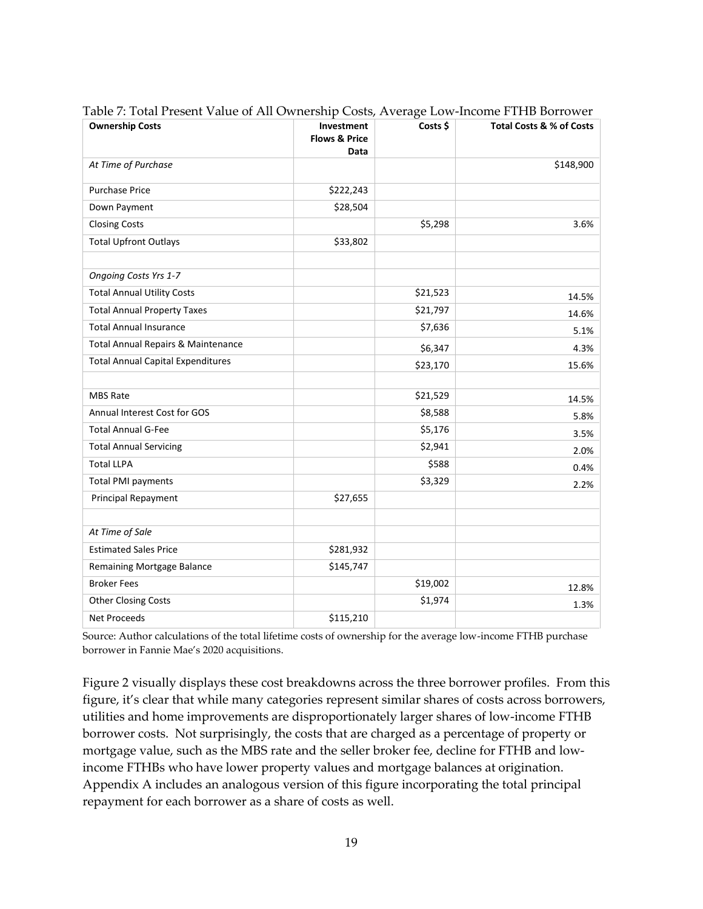Table 7: Total Present Value of All Ownership Costs, Average Low-Income FTHB Borrower

| Ownership Costs | Investment Flows & Price Data | Costs $ | Total Costs & % of Costs |
|---|---|---|---|
| *At Time of Purchase* | | | $148,900 |
| Purchase Price | $222,243 | | |
| Down Payment | $28,504 | | |
| Closing Costs | | $5,298 | 3.6% |
| Total Upfront Outlays | $33,802 | | |
| | | | |
| *Ongoing Costs Yrs 1-7* | | | |
| Total Annual Utility Costs | | $21,523 | 14.5% |
| Total Annual Property Taxes | | $21,797 | 14.6% |
| Total Annual Insurance | | $7,636 | 5.1% |
| Total Annual Repairs & Maintenance | | $6,347 | 4.3% |
| Total Annual Capital Expenditures | | $23,170 | 15.6% |
| | | | |
| MBS Rate | | $21,529 | 14.5% |
| Annual Interest Cost for GOS | | $8,588 | 5.8% |
| Total Annual G-Fee | | $5,176 | 3.5% |
| Total Annual Servicing | | $2,941 | 2.0% |
| Total LLPA | | $588 | 0.4% |
| Total PMI payments | | $3,329 | 2.2% |
| Principal Repayment | $27,655 | | |
| | | | |
| *At Time of Sale* | | | |
| Estimated Sales Price | $281,932 | | |
| Remaining Mortgage Balance | $145,747 | | |
| Broker Fees | | $19,002 | 12.8% |
| Other Closing Costs | | $1,974 | 1.3% |
| Net Proceeds | $115,210 | | |

Source: Author calculations of the total lifetime costs of ownership for the average low-income FTHB purchase borrower in Fannie Mae's 2020 acquisitions.

Figure 2 visually displays these cost breakdowns across the three borrower profiles. From this figure, it's clear that while many categories represent similar shares of costs across borrowers, utilities and home improvements are disproportionately larger shares of low-income FTHB borrower costs. Not surprisingly, the costs that are charged as a percentage of property or mortgage value, such as the MBS rate and the seller broker fee, decline for FTHB and low-income FTHBs who have lower property values and mortgage balances at origination. Appendix A includes an analogous version of this figure incorporating the total principal repayment for each borrower as a share of costs as well.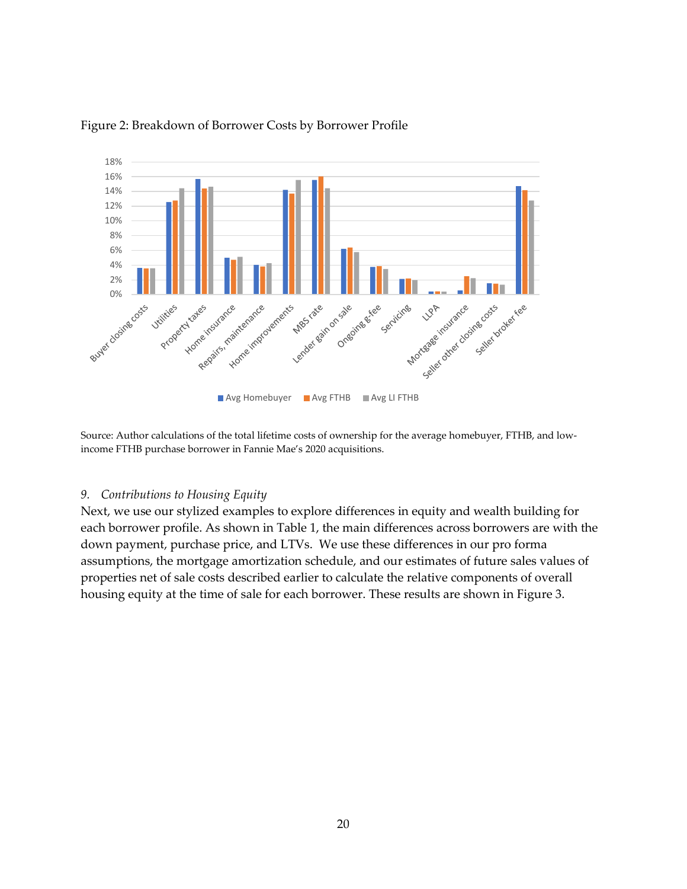Figure 2: Breakdown of Borrower Costs by Borrower Profile

Source: Author calculations of the total lifetime costs of ownership for the average homebuyer, FTHB, and low-income FTHB purchase borrower in Fannie Mae's 2020 acquisitions.

### *9. Contributions to Housing Equity*

Next, we use our stylized examples to explore differences in equity and wealth building for each borrower profile. As shown in Table 1, the main differences across borrowers are with the down payment, purchase price, and LTVs. We use these differences in our pro forma assumptions, the mortgage amortization schedule, and our estimates of future sales values of properties net of sale costs described earlier to calculate the relative components of overall housing equity at the time of sale for each borrower. These results are shown in Figure 3.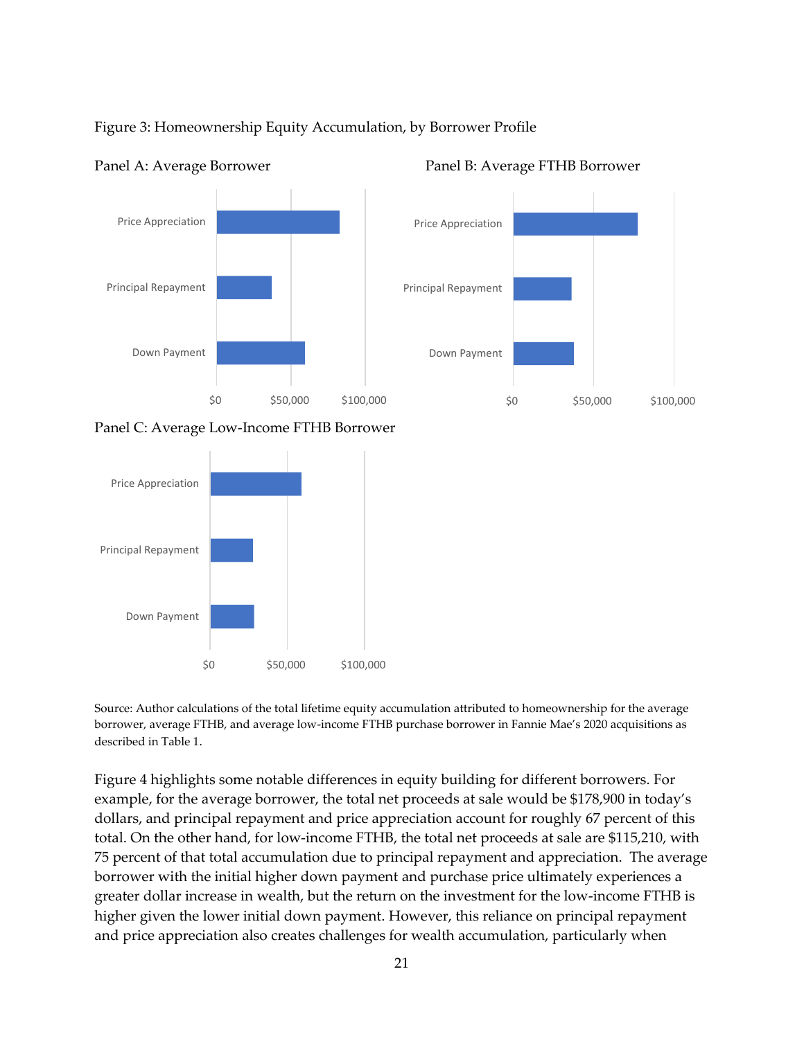Figure 3: Homeownership Equity Accumulation, by Borrower Profile

Panel A: Average Borrower

Panel B: Average FTHB Borrower

Panel C: Average Low-Income FTHB Borrower

Source: Author calculations of the total lifetime equity accumulation attributed to homeownership for the average borrower, average FTHB, and average low-income FTHB purchase borrower in Fannie Mae's 2020 acquisitions as described in Table 1.

Figure 4 highlights some notable differences in equity building for different borrowers. For example, for the average borrower, the total net proceeds at sale would be $178,900 in today's dollars, and principal repayment and price appreciation account for roughly 67 percent of this total. On the other hand, for low-income FTHB, the total net proceeds at sale are $115,210, with 75 percent of that total accumulation due to principal repayment and appreciation. The average borrower with the initial higher down payment and purchase price ultimately experiences a greater dollar increase in wealth, but the return on the investment for the low-income FTHB is higher given the lower initial down payment. However, this reliance on principal repayment and price appreciation also creates challenges for wealth accumulation, particularly when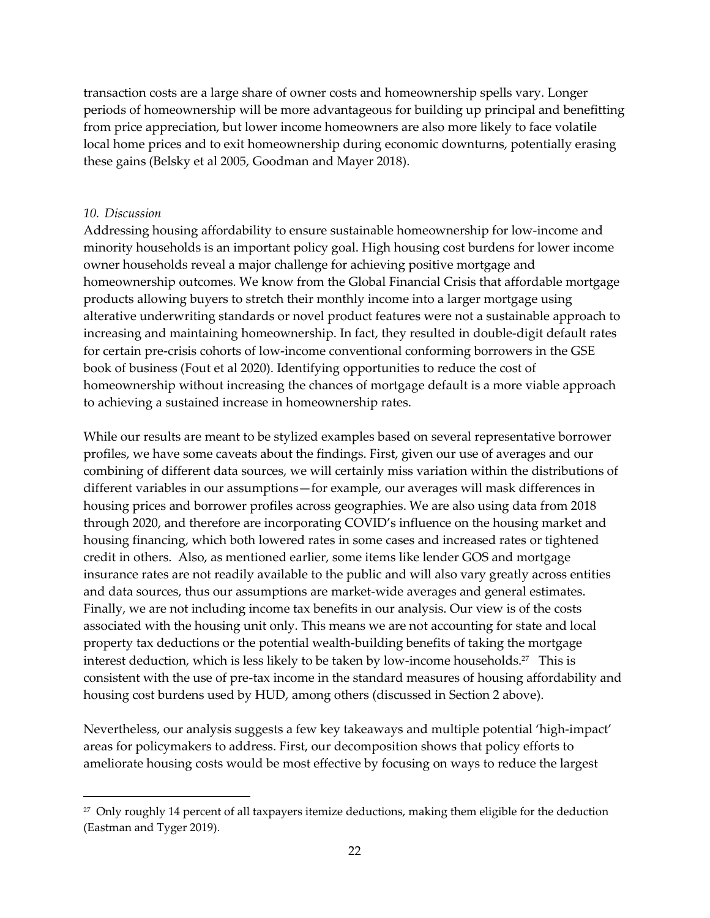transaction costs are a large share of owner costs and homeownership spells vary. Longer periods of homeownership will be more advantageous for building up principal and benefitting from price appreciation, but lower income homeowners are also more likely to face volatile local home prices and to exit homeownership during economic downturns, potentially erasing these gains (Belsky et al 2005, Goodman and Mayer 2018).

### *10. Discussion*

Addressing housing affordability to ensure sustainable homeownership for low-income and minority households is an important policy goal. High housing cost burdens for lower income owner households reveal a major challenge for achieving positive mortgage and homeownership outcomes. We know from the Global Financial Crisis that affordable mortgage products allowing buyers to stretch their monthly income into a larger mortgage using alterative underwriting standards or novel product features were not a sustainable approach to increasing and maintaining homeownership. In fact, they resulted in double-digit default rates for certain pre-crisis cohorts of low-income conventional conforming borrowers in the GSE book of business (Fout et al 2020). Identifying opportunities to reduce the cost of homeownership without increasing the chances of mortgage default is a more viable approach to achieving a sustained increase in homeownership rates.

While our results are meant to be stylized examples based on several representative borrower profiles, we have some caveats about the findings. First, given our use of averages and our combining of different data sources, we will certainly miss variation within the distributions of different variables in our assumptions—for example, our averages will mask differences in housing prices and borrower profiles across geographies. We are also using data from 2018 through 2020, and therefore are incorporating COVID's influence on the housing market and housing financing, which both lowered rates in some cases and increased rates or tightened credit in others. Also, as mentioned earlier, some items like lender GOS and mortgage insurance rates are not readily available to the public and will also vary greatly across entities and data sources, thus our assumptions are market-wide averages and general estimates. Finally, we are not including income tax benefits in our analysis. Our view is of the costs associated with the housing unit only. This means we are not accounting for state and local property tax deductions or the potential wealth-building benefits of taking the mortgage interest deduction, which is less likely to be taken by low-income households.[27] This is consistent with the use of pre-tax income in the standard measures of housing affordability and housing cost burdens used by HUD, among others (discussed in Section 2 above).

Nevertheless, our analysis suggests a few key takeaways and multiple potential 'high-impact' areas for policymakers to address. First, our decomposition shows that policy efforts to ameliorate housing costs would be most effective by focusing on ways to reduce the largest

---

[27] Only roughly 14 percent of all taxpayers itemize deductions, making them eligible for the deduction (Eastman and Tyger 2019).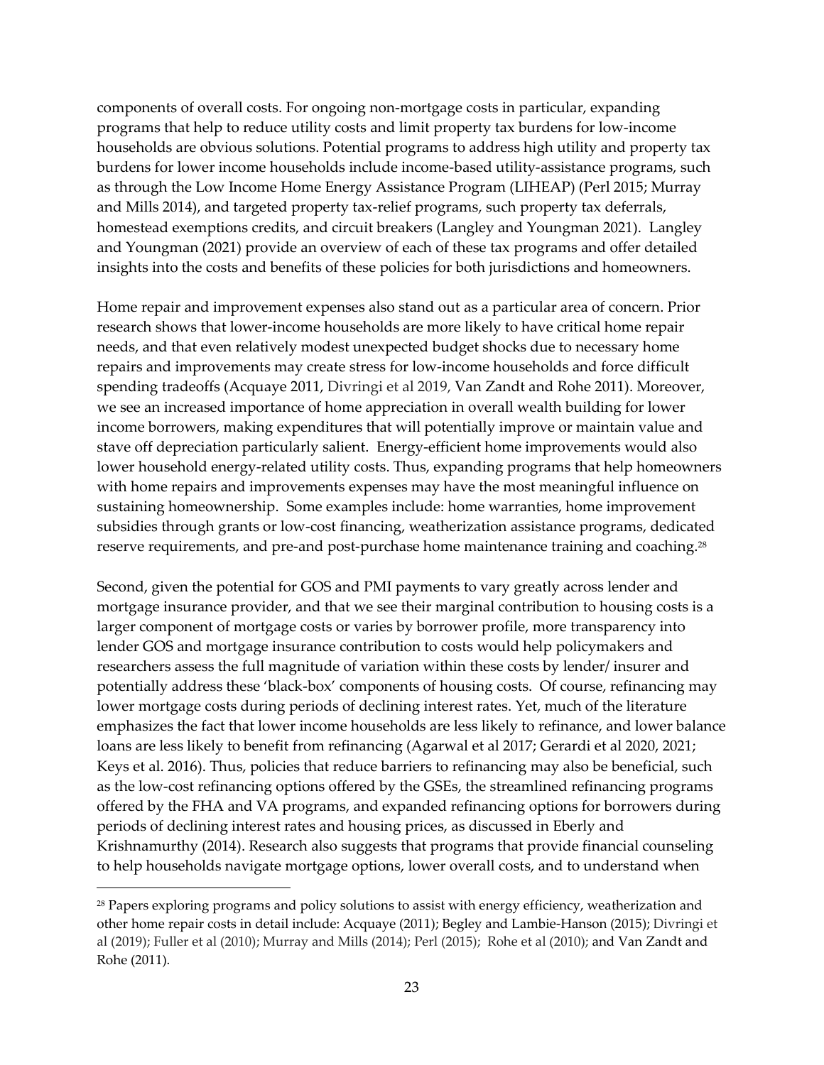components of overall costs. For ongoing non-mortgage costs in particular, expanding programs that help to reduce utility costs and limit property tax burdens for low-income households are obvious solutions. Potential programs to address high utility and property tax burdens for lower income households include income-based utility-assistance programs, such as through the Low Income Home Energy Assistance Program (LIHEAP) (Perl 2015; Murray and Mills 2014), and targeted property tax-relief programs, such property tax deferrals, homestead exemptions credits, and circuit breakers (Langley and Youngman 2021). Langley and Youngman (2021) provide an overview of each of these tax programs and offer detailed insights into the costs and benefits of these policies for both jurisdictions and homeowners.

Home repair and improvement expenses also stand out as a particular area of concern. Prior research shows that lower-income households are more likely to have critical home repair needs, and that even relatively modest unexpected budget shocks due to necessary home repairs and improvements may create stress for low-income households and force difficult spending tradeoffs (Acquaye 2011, Divringi et al 2019, Van Zandt and Rohe 2011). Moreover, we see an increased importance of home appreciation in overall wealth building for lower income borrowers, making expenditures that will potentially improve or maintain value and stave off depreciation particularly salient. Energy-efficient home improvements would also lower household energy-related utility costs. Thus, expanding programs that help homeowners with home repairs and improvements expenses may have the most meaningful influence on sustaining homeownership. Some examples include: home warranties, home improvement subsidies through grants or low-cost financing, weatherization assistance programs, dedicated reserve requirements, and pre-and post-purchase home maintenance training and coaching.[28]

Second, given the potential for GOS and PMI payments to vary greatly across lender and mortgage insurance provider, and that we see their marginal contribution to housing costs is a larger component of mortgage costs or varies by borrower profile, more transparency into lender GOS and mortgage insurance contribution to costs would help policymakers and researchers assess the full magnitude of variation within these costs by lender/ insurer and potentially address these 'black-box' components of housing costs. Of course, refinancing may lower mortgage costs during periods of declining interest rates. Yet, much of the literature emphasizes the fact that lower income households are less likely to refinance, and lower balance loans are less likely to benefit from refinancing (Agarwal et al 2017; Gerardi et al 2020, 2021; Keys et al. 2016). Thus, policies that reduce barriers to refinancing may also be beneficial, such as the low-cost refinancing options offered by the GSEs, the streamlined refinancing programs offered by the FHA and VA programs, and expanded refinancing options for borrowers during periods of declining interest rates and housing prices, as discussed in Eberly and Krishnamurthy (2014). Research also suggests that programs that provide financial counseling to help households navigate mortgage options, lower overall costs, and to understand when

---

[28] Papers exploring programs and policy solutions to assist with energy efficiency, weatherization and other home repair costs in detail include: Acquaye (2011); Begley and Lambie-Hanson (2015); Divringi et al (2019); Fuller et al (2010); Murray and Mills (2014); Perl (2015); Rohe et al (2010); and Van Zandt and Rohe (2011).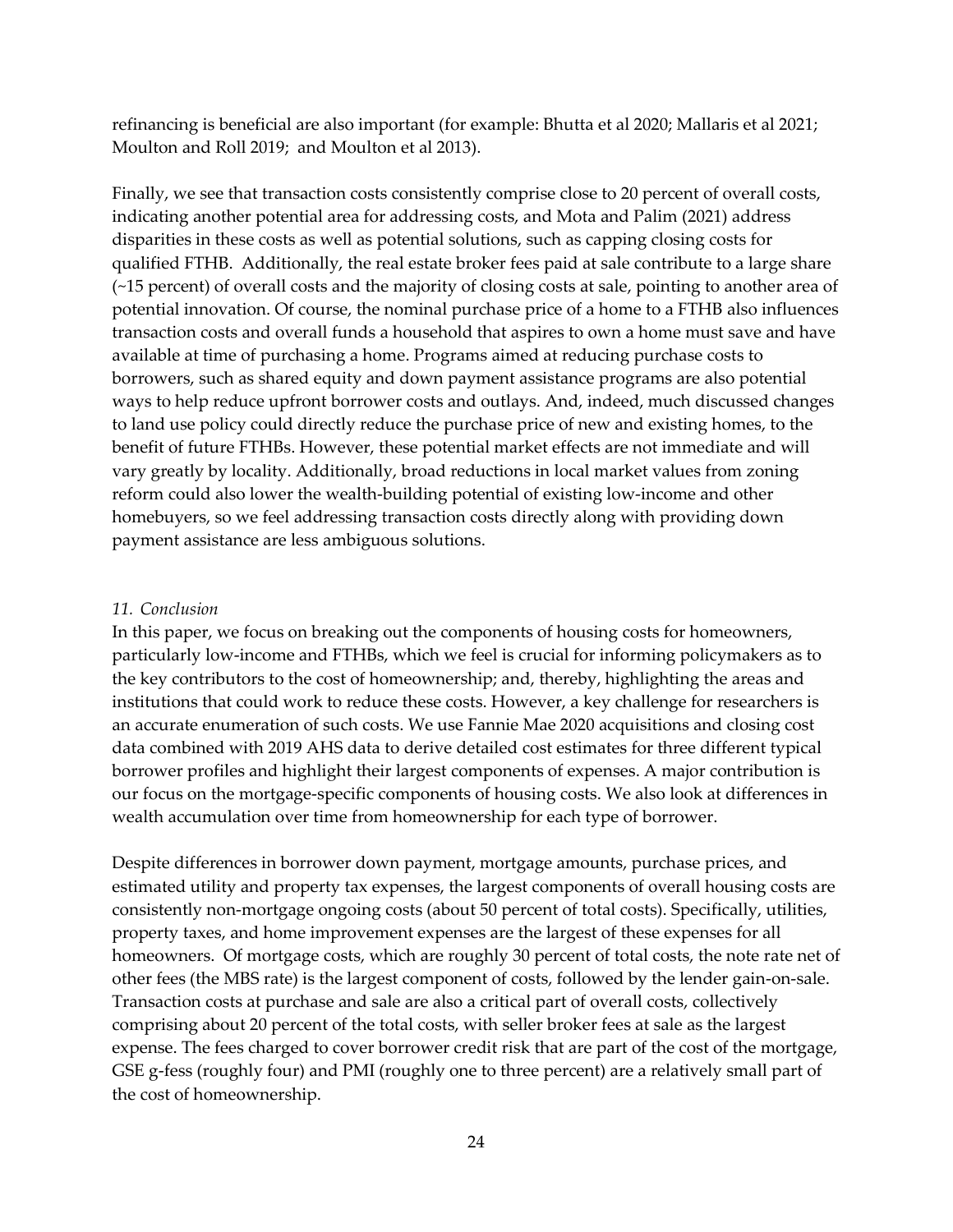refinancing is beneficial are also important (for example: Bhutta et al 2020; Mallaris et al 2021; Moulton and Roll 2019; and Moulton et al 2013).

Finally, we see that transaction costs consistently comprise close to 20 percent of overall costs, indicating another potential area for addressing costs, and Mota and Palim (2021) address disparities in these costs as well as potential solutions, such as capping closing costs for qualified FTHB. Additionally, the real estate broker fees paid at sale contribute to a large share (~15 percent) of overall costs and the majority of closing costs at sale, pointing to another area of potential innovation. Of course, the nominal purchase price of a home to a FTHB also influences transaction costs and overall funds a household that aspires to own a home must save and have available at time of purchasing a home. Programs aimed at reducing purchase costs to borrowers, such as shared equity and down payment assistance programs are also potential ways to help reduce upfront borrower costs and outlays. And, indeed, much discussed changes to land use policy could directly reduce the purchase price of new and existing homes, to the benefit of future FTHBs. However, these potential market effects are not immediate and will vary greatly by locality. Additionally, broad reductions in local market values from zoning reform could also lower the wealth-building potential of existing low-income and other homebuyers, so we feel addressing transaction costs directly along with providing down payment assistance are less ambiguous solutions.

### *11. Conclusion*

In this paper, we focus on breaking out the components of housing costs for homeowners, particularly low-income and FTHBs, which we feel is crucial for informing policymakers as to the key contributors to the cost of homeownership; and, thereby, highlighting the areas and institutions that could work to reduce these costs. However, a key challenge for researchers is an accurate enumeration of such costs. We use Fannie Mae 2020 acquisitions and closing cost data combined with 2019 AHS data to derive detailed cost estimates for three different typical borrower profiles and highlight their largest components of expenses. A major contribution is our focus on the mortgage-specific components of housing costs. We also look at differences in wealth accumulation over time from homeownership for each type of borrower.

Despite differences in borrower down payment, mortgage amounts, purchase prices, and estimated utility and property tax expenses, the largest components of overall housing costs are consistently non-mortgage ongoing costs (about 50 percent of total costs). Specifically, utilities, property taxes, and home improvement expenses are the largest of these expenses for all homeowners. Of mortgage costs, which are roughly 30 percent of total costs, the note rate net of other fees (the MBS rate) is the largest component of costs, followed by the lender gain-on-sale. Transaction costs at purchase and sale are also a critical part of overall costs, collectively comprising about 20 percent of the total costs, with seller broker fees at sale as the largest expense. The fees charged to cover borrower credit risk that are part of the cost of the mortgage, GSE g-fess (roughly four) and PMI (roughly one to three percent) are a relatively small part of the cost of homeownership.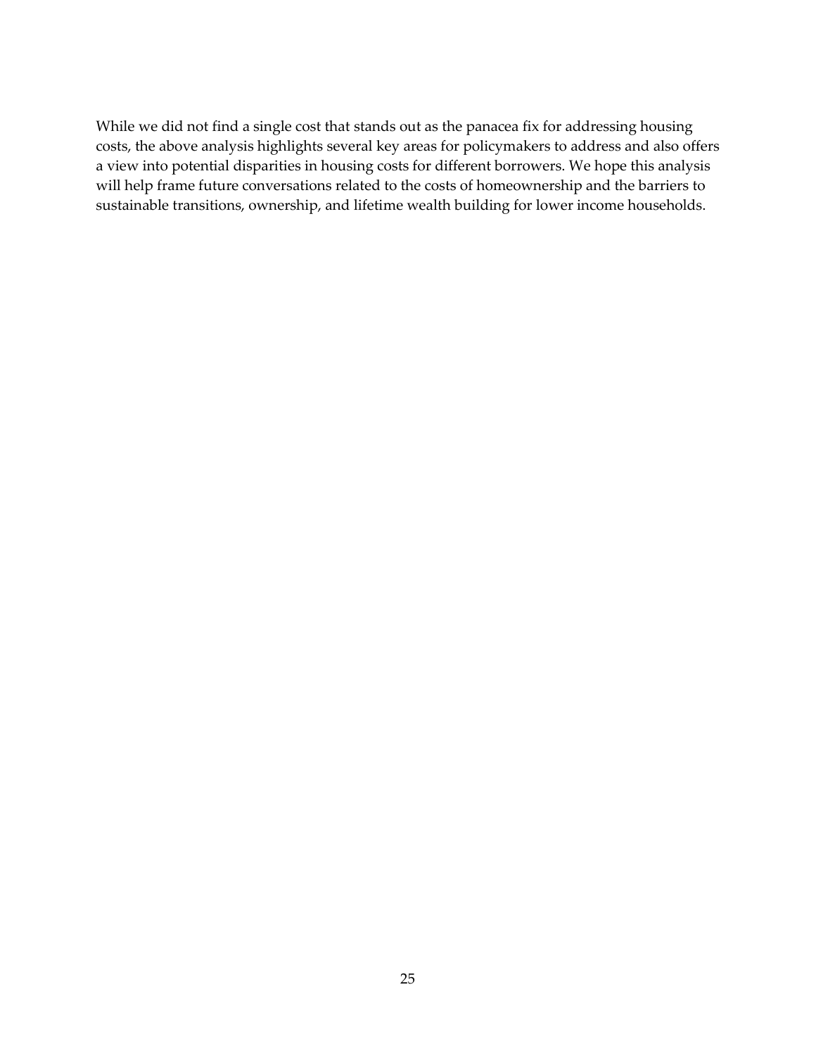While we did not find a single cost that stands out as the panacea fix for addressing housing costs, the above analysis highlights several key areas for policymakers to address and also offers a view into potential disparities in housing costs for different borrowers. We hope this analysis will help frame future conversations related to the costs of homeownership and the barriers to sustainable transitions, ownership, and lifetime wealth building for lower income households.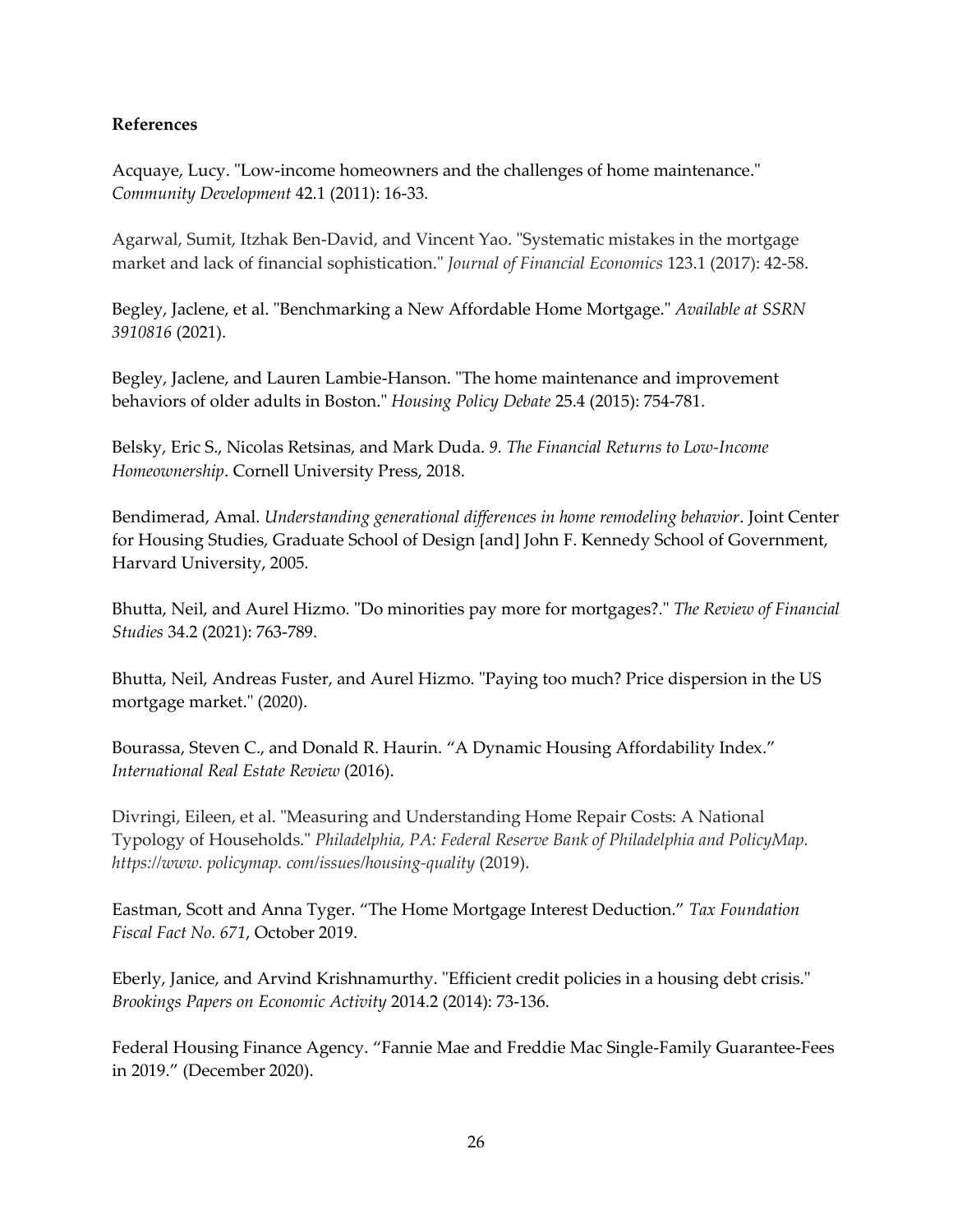**References**

Acquaye, Lucy. "Low-income homeowners and the challenges of home maintenance." *Community Development* 42.1 (2011): 16-33.

Agarwal, Sumit, Itzhak Ben-David, and Vincent Yao. "Systematic mistakes in the mortgage market and lack of financial sophistication." *Journal of Financial Economics* 123.1 (2017): 42-58.

Begley, Jaclene, et al. "Benchmarking a New Affordable Home Mortgage." *Available at SSRN 3910816* (2021).

Begley, Jaclene, and Lauren Lambie-Hanson. "The home maintenance and improvement behaviors of older adults in Boston." *Housing Policy Debate* 25.4 (2015): 754-781.

Belsky, Eric S., Nicolas Retsinas, and Mark Duda. *9. The Financial Returns to Low-Income Homeownership*. Cornell University Press, 2018.

Bendimerad, Amal. *Understanding generational differences in home remodeling behavior*. Joint Center for Housing Studies, Graduate School of Design [and] John F. Kennedy School of Government, Harvard University, 2005.

Bhutta, Neil, and Aurel Hizmo. "Do minorities pay more for mortgages?." *The Review of Financial Studies* 34.2 (2021): 763-789.

Bhutta, Neil, Andreas Fuster, and Aurel Hizmo. "Paying too much? Price dispersion in the US mortgage market." (2020).

Bourassa, Steven C., and Donald R. Haurin. "A Dynamic Housing Affordability Index." *International Real Estate Review* (2016).

Divringi, Eileen, et al. "Measuring and Understanding Home Repair Costs: A National Typology of Households." *Philadelphia, PA: Federal Reserve Bank of Philadelphia and PolicyMap. https://www. policymap. com/issues/housing-quality* (2019).

Eastman, Scott and Anna Tyger. "The Home Mortgage Interest Deduction." *Tax Foundation Fiscal Fact No. 671*, October 2019.

Eberly, Janice, and Arvind Krishnamurthy. "Efficient credit policies in a housing debt crisis." *Brookings Papers on Economic Activity* 2014.2 (2014): 73-136.

Federal Housing Finance Agency. "Fannie Mae and Freddie Mac Single-Family Guarantee-Fees in 2019." (December 2020).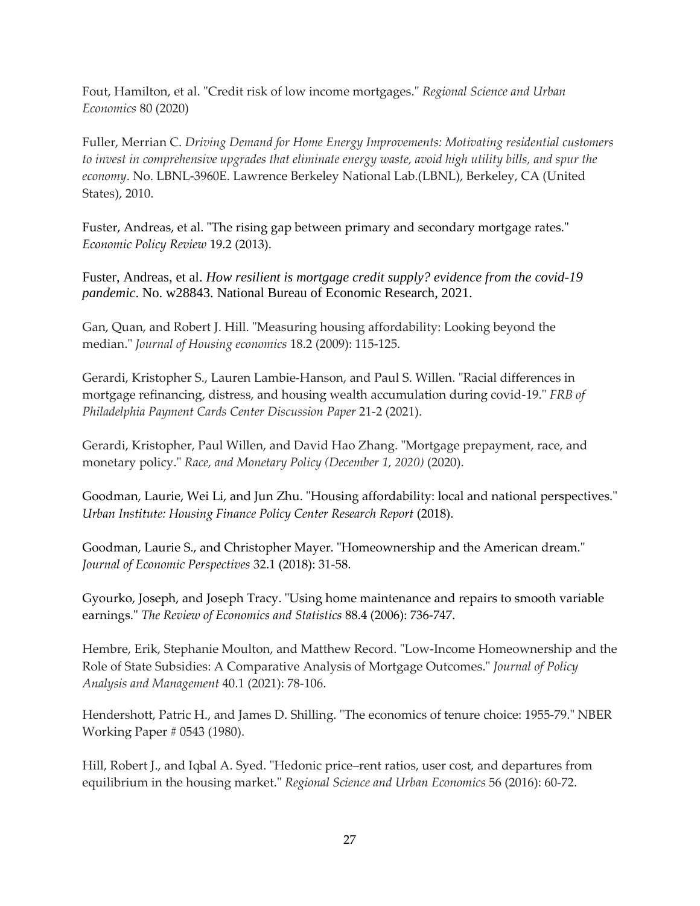Fout, Hamilton, et al. "Credit risk of low income mortgages." *Regional Science and Urban Economics* 80 (2020)

Fuller, Merrian C. *Driving Demand for Home Energy Improvements: Motivating residential customers to invest in comprehensive upgrades that eliminate energy waste, avoid high utility bills, and spur the economy*. No. LBNL-3960E. Lawrence Berkeley National Lab.(LBNL), Berkeley, CA (United States), 2010.

Fuster, Andreas, et al. "The rising gap between primary and secondary mortgage rates." *Economic Policy Review* 19.2 (2013).

Fuster, Andreas, et al. *How resilient is mortgage credit supply? evidence from the covid-19 pandemic*. No. w28843. National Bureau of Economic Research, 2021.

Gan, Quan, and Robert J. Hill. "Measuring housing affordability: Looking beyond the median." *Journal of Housing economics* 18.2 (2009): 115-125.

Gerardi, Kristopher S., Lauren Lambie-Hanson, and Paul S. Willen. "Racial differences in mortgage refinancing, distress, and housing wealth accumulation during covid-19." *FRB of Philadelphia Payment Cards Center Discussion Paper* 21-2 (2021).

Gerardi, Kristopher, Paul Willen, and David Hao Zhang. "Mortgage prepayment, race, and monetary policy." *Race, and Monetary Policy (December 1, 2020)* (2020).

Goodman, Laurie, Wei Li, and Jun Zhu. "Housing affordability: local and national perspectives." *Urban Institute: Housing Finance Policy Center Research Report* (2018).

Goodman, Laurie S., and Christopher Mayer. "Homeownership and the American dream." *Journal of Economic Perspectives* 32.1 (2018): 31-58.

Gyourko, Joseph, and Joseph Tracy. "Using home maintenance and repairs to smooth variable earnings." *The Review of Economics and Statistics* 88.4 (2006): 736-747.

Hembre, Erik, Stephanie Moulton, and Matthew Record. "Low-Income Homeownership and the Role of State Subsidies: A Comparative Analysis of Mortgage Outcomes." *Journal of Policy Analysis and Management* 40.1 (2021): 78-106.

Hendershott, Patric H., and James D. Shilling. "The economics of tenure choice: 1955-79." NBER Working Paper # 0543 (1980).

Hill, Robert J., and Iqbal A. Syed. "Hedonic price–rent ratios, user cost, and departures from equilibrium in the housing market." *Regional Science and Urban Economics* 56 (2016): 60-72.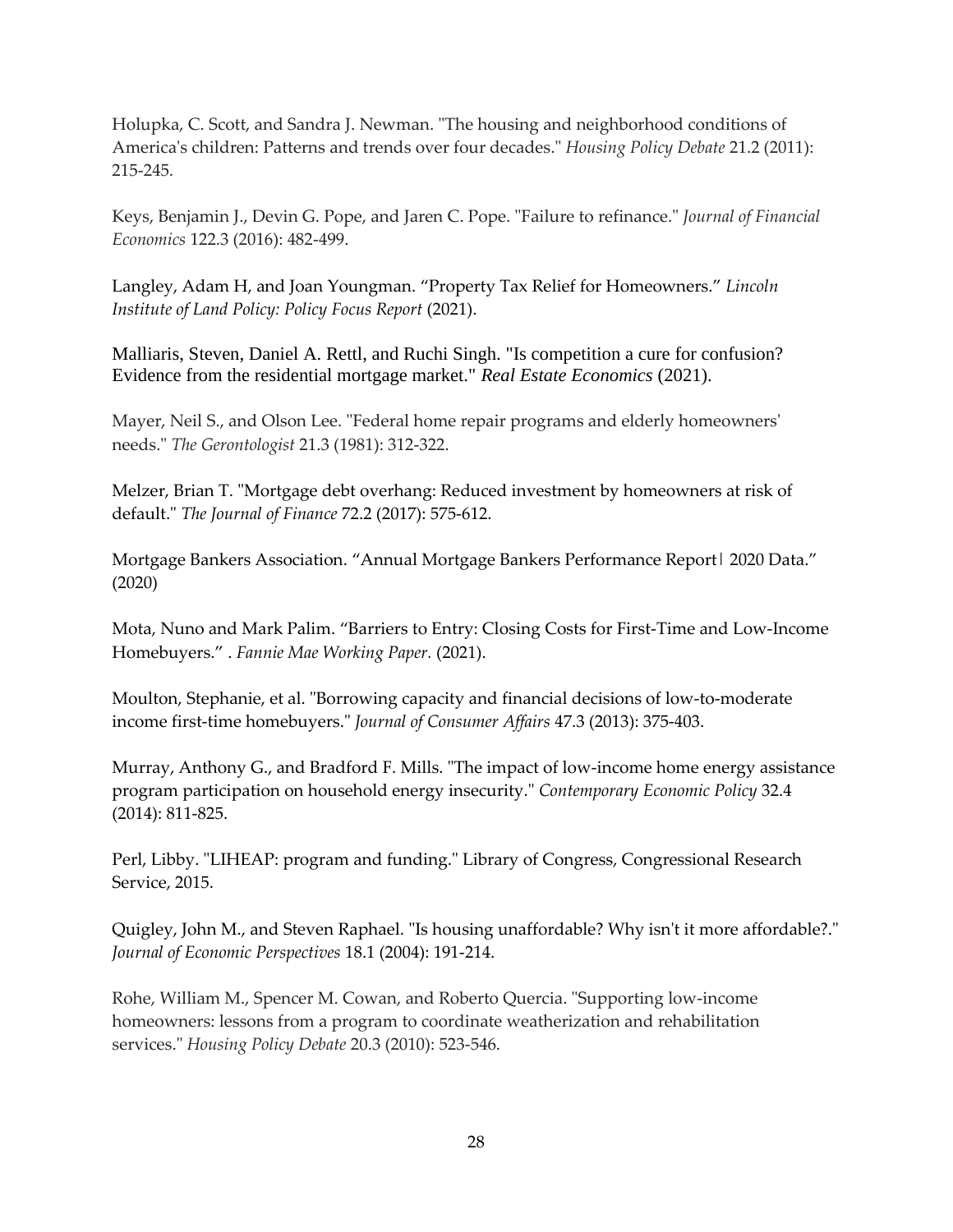Holupka, C. Scott, and Sandra J. Newman. "The housing and neighborhood conditions of America's children: Patterns and trends over four decades." *Housing Policy Debate* 21.2 (2011): 215-245.

Keys, Benjamin J., Devin G. Pope, and Jaren C. Pope. "Failure to refinance." *Journal of Financial Economics* 122.3 (2016): 482-499.

Langley, Adam H, and Joan Youngman. "Property Tax Relief for Homeowners." *Lincoln Institute of Land Policy: Policy Focus Report* (2021).

Malliaris, Steven, Daniel A. Rettl, and Ruchi Singh. "Is competition a cure for confusion? Evidence from the residential mortgage market." *Real Estate Economics* (2021).

Mayer, Neil S., and Olson Lee. "Federal home repair programs and elderly homeowners' needs." *The Gerontologist* 21.3 (1981): 312-322.

Melzer, Brian T. "Mortgage debt overhang: Reduced investment by homeowners at risk of default." *The Journal of Finance* 72.2 (2017): 575-612.

Mortgage Bankers Association. "Annual Mortgage Bankers Performance Report| 2020 Data." (2020)

Mota, Nuno and Mark Palim. "Barriers to Entry: Closing Costs for First-Time and Low-Income Homebuyers." . *Fannie Mae Working Paper.* (2021).

Moulton, Stephanie, et al. "Borrowing capacity and financial decisions of low-to-moderate income first-time homebuyers." *Journal of Consumer Affairs* 47.3 (2013): 375-403.

Murray, Anthony G., and Bradford F. Mills. "The impact of low-income home energy assistance program participation on household energy insecurity." *Contemporary Economic Policy* 32.4 (2014): 811-825.

Perl, Libby. "LIHEAP: program and funding." Library of Congress, Congressional Research Service, 2015.

Quigley, John M., and Steven Raphael. "Is housing unaffordable? Why isn't it more affordable?." *Journal of Economic Perspectives* 18.1 (2004): 191-214.

Rohe, William M., Spencer M. Cowan, and Roberto Quercia. "Supporting low-income homeowners: lessons from a program to coordinate weatherization and rehabilitation services." *Housing Policy Debate* 20.3 (2010): 523-546.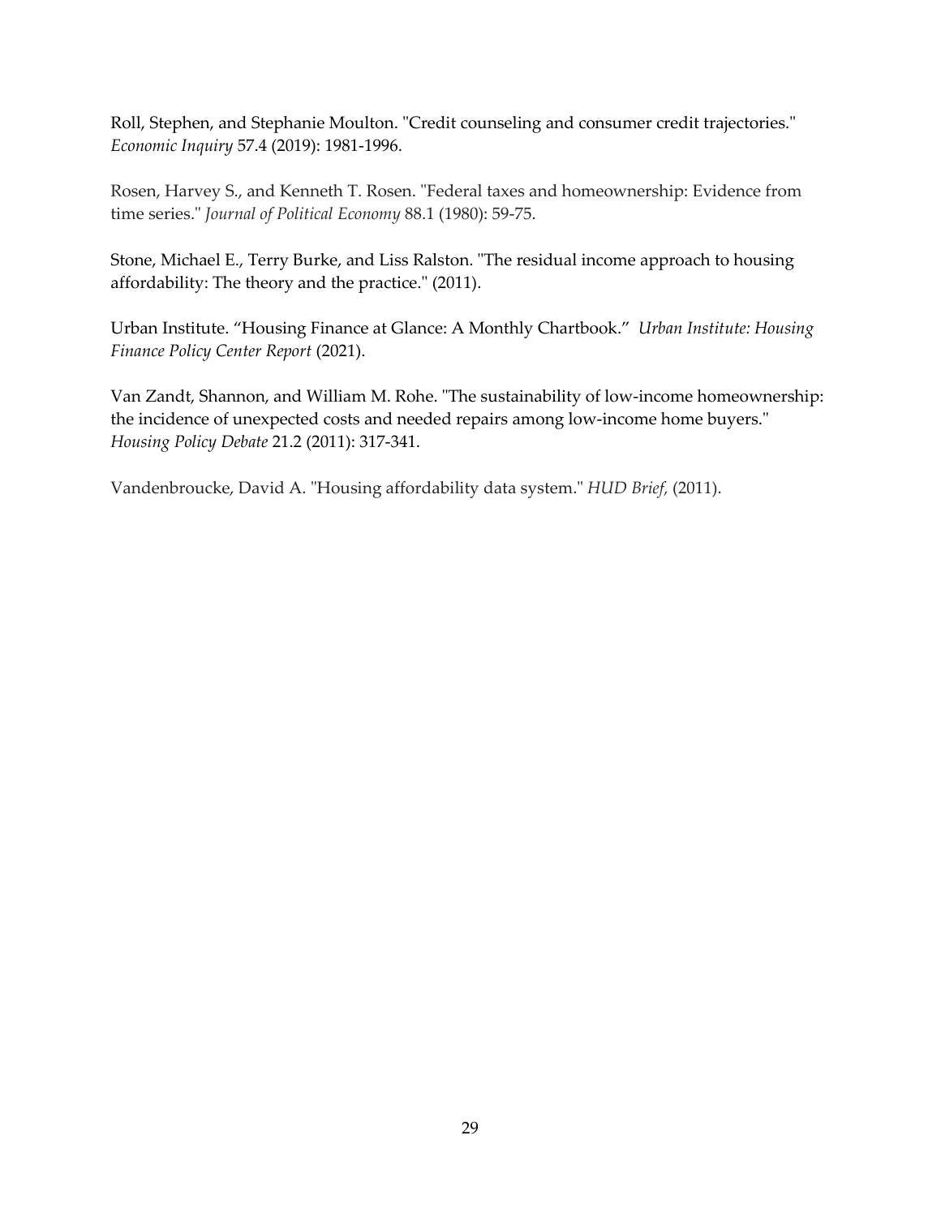Roll, Stephen, and Stephanie Moulton. "Credit counseling and consumer credit trajectories." *Economic Inquiry* 57.4 (2019): 1981-1996.

Rosen, Harvey S., and Kenneth T. Rosen. "Federal taxes and homeownership: Evidence from time series." *Journal of Political Economy* 88.1 (1980): 59-75.

Stone, Michael E., Terry Burke, and Liss Ralston. "The residual income approach to housing affordability: The theory and the practice." (2011).

Urban Institute. "Housing Finance at Glance: A Monthly Chartbook." *Urban Institute: Housing Finance Policy Center Report* (2021).

Van Zandt, Shannon, and William M. Rohe. "The sustainability of low-income homeownership: the incidence of unexpected costs and needed repairs among low-income home buyers." *Housing Policy Debate* 21.2 (2011): 317-341.

Vandenbroucke, David A. "Housing affordability data system." *HUD Brief,* (2011).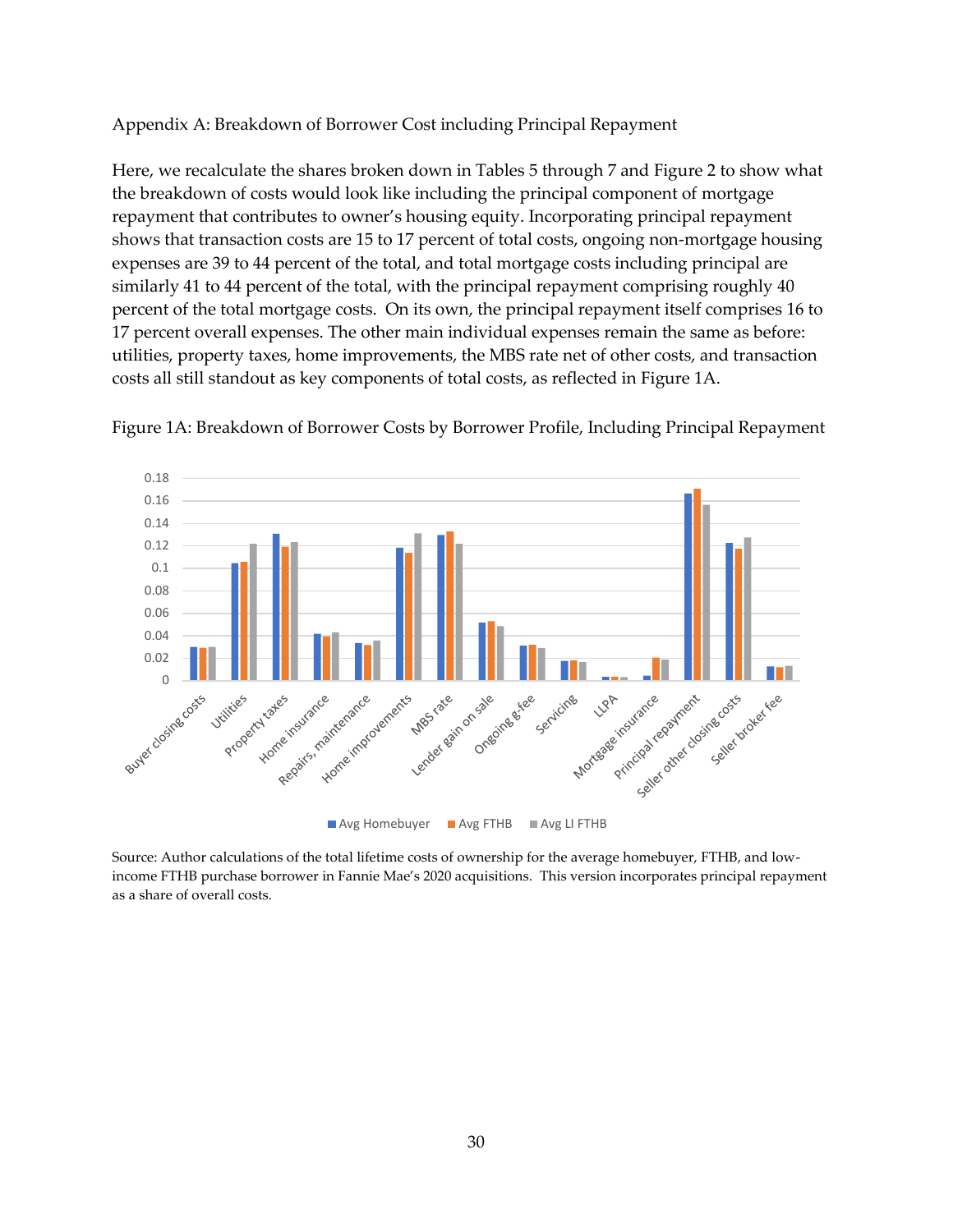## Appendix A: Breakdown of Borrower Cost including Principal Repayment

Here, we recalculate the shares broken down in Tables 5 through 7 and Figure 2 to show what the breakdown of costs would look like including the principal component of mortgage repayment that contributes to owner's housing equity. Incorporating principal repayment shows that transaction costs are 15 to 17 percent of total costs, ongoing non-mortgage housing expenses are 39 to 44 percent of the total, and total mortgage costs including principal are similarly 41 to 44 percent of the total, with the principal repayment comprising roughly 40 percent of the total mortgage costs. On its own, the principal repayment itself comprises 16 to 17 percent overall expenses. The other main individual expenses remain the same as before: utilities, property taxes, home improvements, the MBS rate net of other costs, and transaction costs all still standout as key components of total costs, as reflected in Figure 1A.

Figure 1A: Breakdown of Borrower Costs by Borrower Profile, Including Principal Repayment

Source: Author calculations of the total lifetime costs of ownership for the average homebuyer, FTHB, and low-income FTHB purchase borrower in Fannie Mae's 2020 acquisitions. This version incorporates principal repayment as a share of overall costs.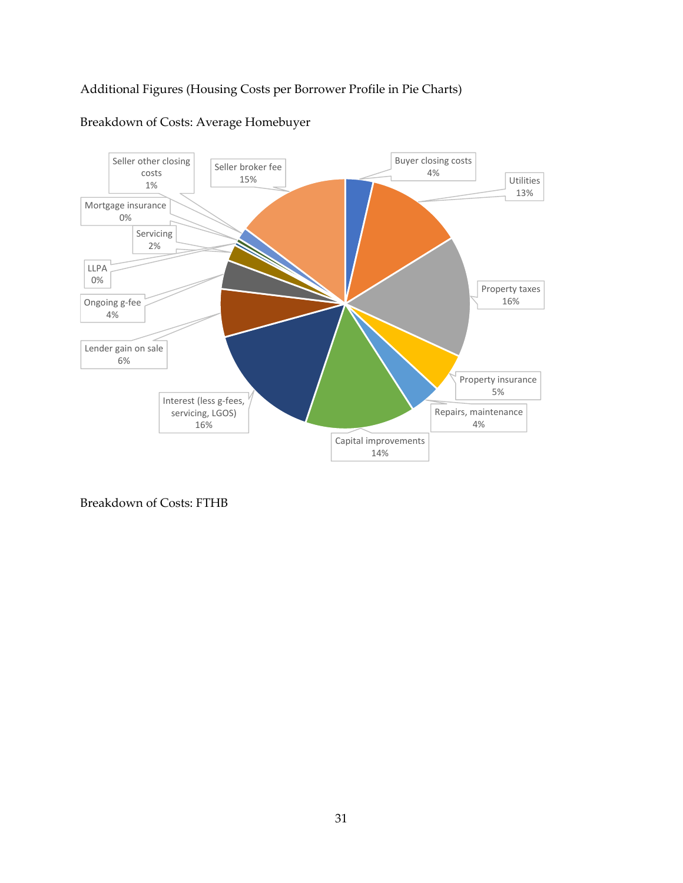Additional Figures (Housing Costs per Borrower Profile in Pie Charts)

Breakdown of Costs: Average Homebuyer

| Category | Share |
| --- | --- |
| Buyer closing costs | 4% |
| Utilities | 13% |
| Property taxes | 16% |
| Property insurance | 5% |
| Repairs, maintenance | 4% |
| Capital improvements | 14% |
| Interest (less g-fees, servicing, LGOS) | 16% |
| Lender gain on sale | 6% |
| Ongoing g-fee | 4% |
| LLPA | 0% |
| Servicing | 2% |
| Mortgage insurance | 0% |
| Seller other closing costs | 1% |
| Seller broker fee | 15% |

Breakdown of Costs: FTHB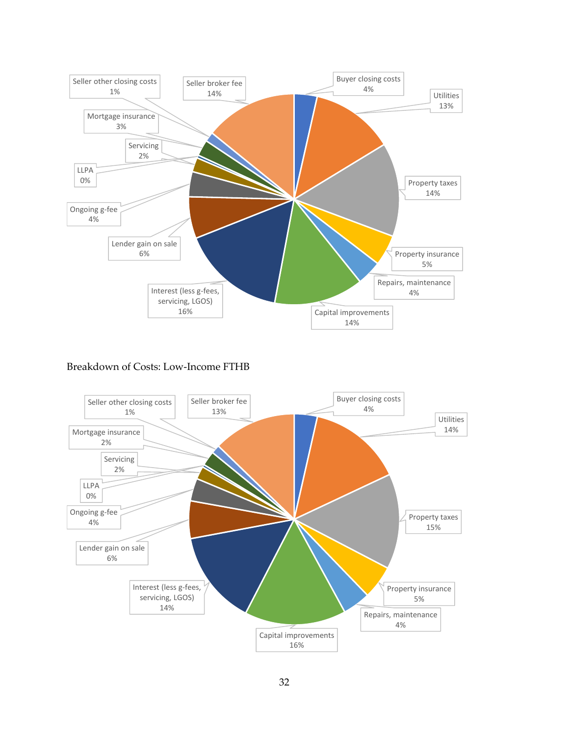Seller other closing costs
1%

Seller broker fee
14%

Buyer closing costs
4%

Utilities
13%

Mortgage insurance
3%

Servicing
2%

LLPA
0%

Property taxes
14%

Ongoing g-fee
4%

Lender gain on sale
6%

Property insurance
5%

Repairs, maintenance
4%

Interest (less g-fees, servicing, LGOS)
16%

Capital improvements
14%

Breakdown of Costs: Low-Income FTHB

Seller other closing costs
1%

Seller broker fee
13%

Buyer closing costs
4%

Utilities
14%

Mortgage insurance
2%

Servicing
2%

LLPA
0%

Property taxes
15%

Ongoing g-fee
4%

Lender gain on sale
6%

Property insurance
5%

Repairs, maintenance
4%

Interest (less g-fees, servicing, LGOS)
14%

Capital improvements
16%